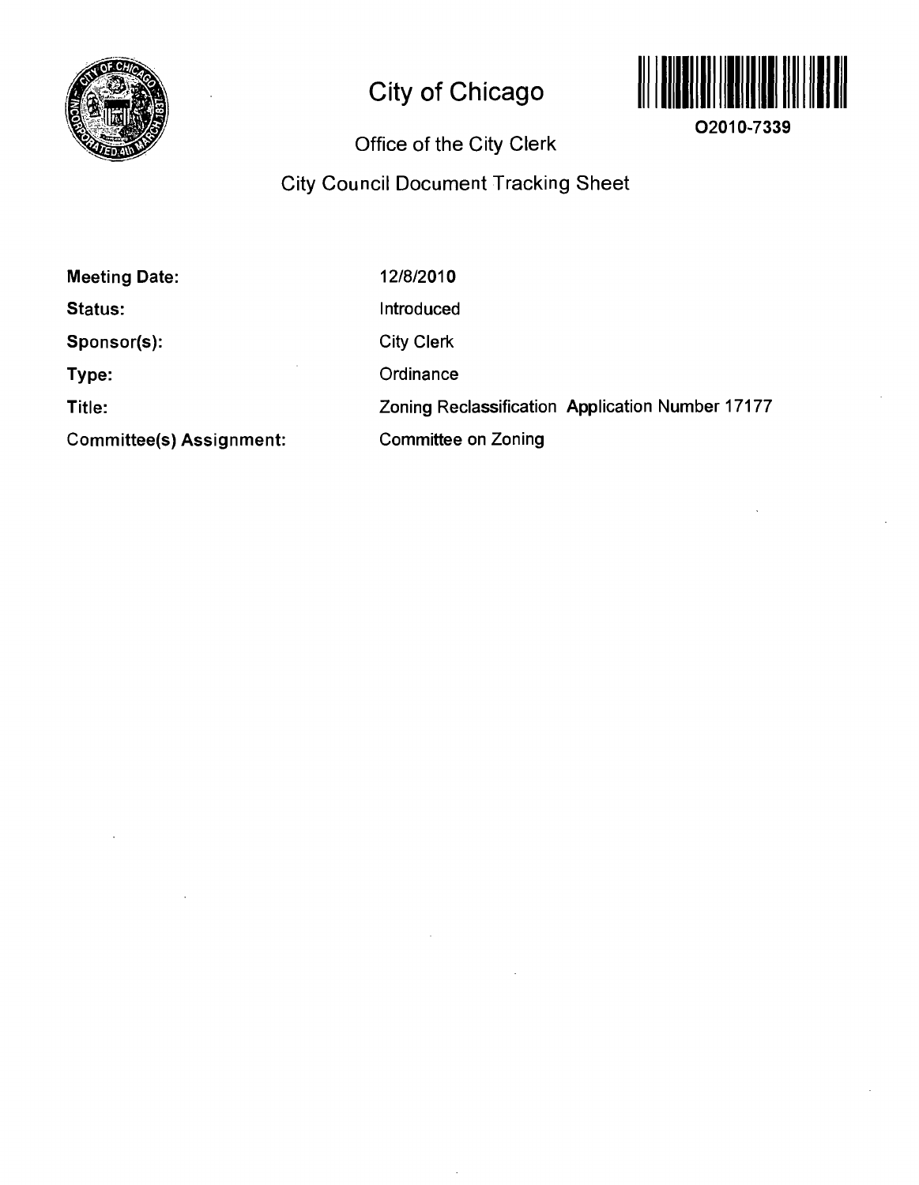# City of Chicago

O2010-7339

## Office of the City Clerk

## City Council Document Tracking Sheet

| | |
|---|---|
| **Meeting Date:** | 12/8/2010 |
| **Status:** | Introduced |
| **Sponsor(s):** | City Clerk |
| **Type:** | Ordinance |
| **Title:** | Zoning Reclassification Application Number 17177 |
| **Committee(s) Assignment:** | Committee on Zoning |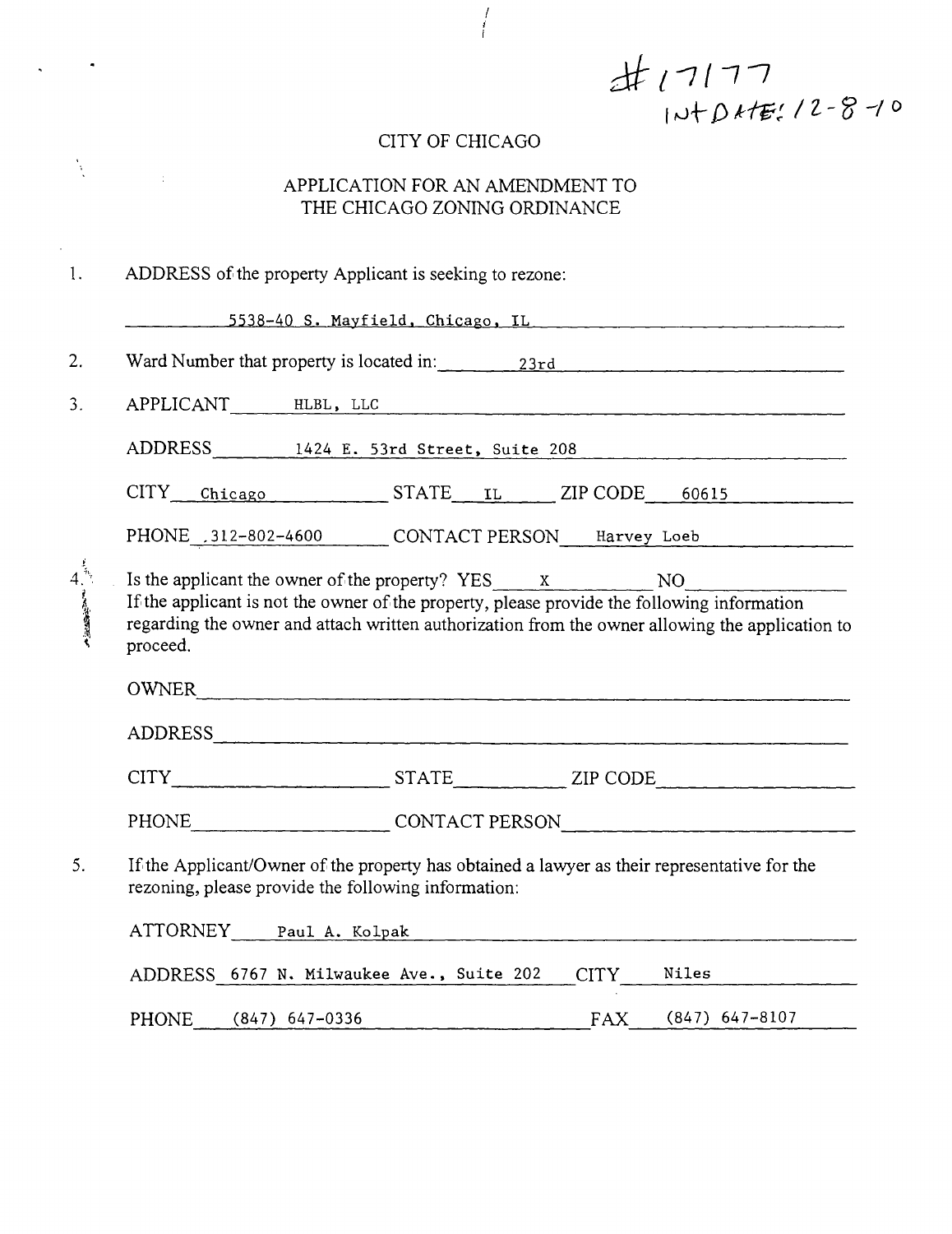#17177
INT DATE: 12-8-10

# CITY OF CHICAGO

## APPLICATION FOR AN AMENDMENT TO THE CHICAGO ZONING ORDINANCE

1. ADDRESS of the property Applicant is seeking to rezone:

   5538-40 S. Mayfield, Chicago, IL

2. Ward Number that property is located in: 23rd

3. APPLICANT HLBL, LLC

   ADDRESS 1424 E. 53rd Street, Suite 208

   CITY Chicago STATE IL ZIP CODE 60615

   PHONE 312-802-4600 CONTACT PERSON Harvey Loeb

4. Is the applicant the owner of the property? YES x NO ____
   If the applicant is not the owner of the property, please provide the following information regarding the owner and attach written authorization from the owner allowing the application to proceed.

   OWNER ____

   ADDRESS ____

   CITY ____ STATE ____ ZIP CODE ____

   PHONE ____ CONTACT PERSON ____

5. If the Applicant/Owner of the property has obtained a lawyer as their representative for the rezoning, please provide the following information:

   ATTORNEY Paul A. Kolpak

   ADDRESS 6767 N. Milwaukee Ave., Suite 202 CITY Niles

   PHONE (847) 647-0336 FAX (847) 647-8107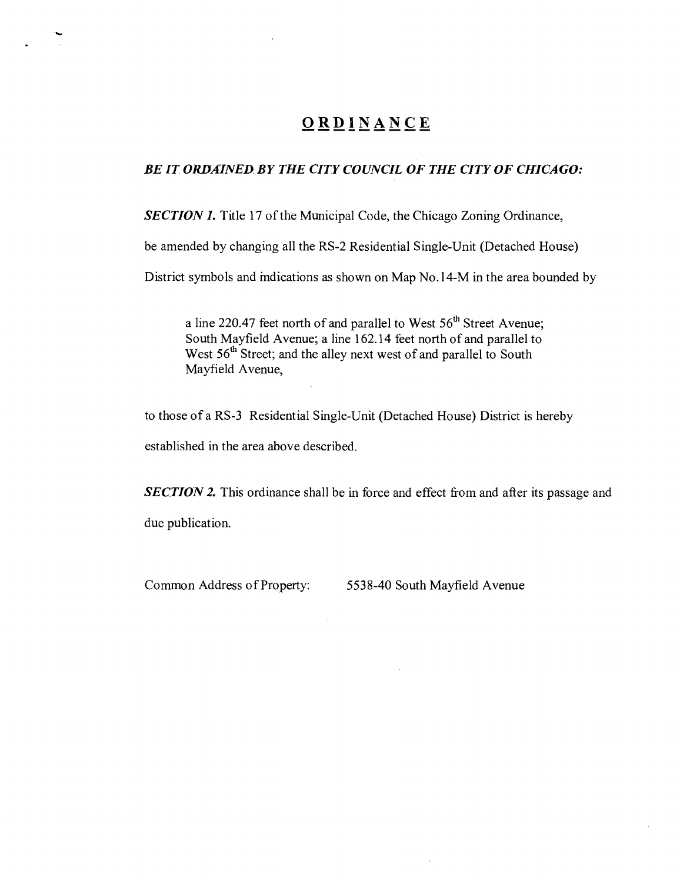# ORDINANCE

***BE IT ORDAINED BY THE CITY COUNCIL OF THE CITY OF CHICAGO:***

***SECTION 1.*** Title 17 of the Municipal Code, the Chicago Zoning Ordinance, be amended by changing all the RS-2 Residential Single-Unit (Detached House) District symbols and indications as shown on Map No.14-M in the area bounded by

> a line 220.47 feet north of and parallel to West 56th Street Avenue; South Mayfield Avenue; a line 162.14 feet north of and parallel to West 56th Street; and the alley next west of and parallel to South Mayfield Avenue,

to those of a RS-3 Residential Single-Unit (Detached House) District is hereby established in the area above described.

***SECTION 2.*** This ordinance shall be in force and effect from and after its passage and due publication.

Common Address of Property: 5538-40 South Mayfield Avenue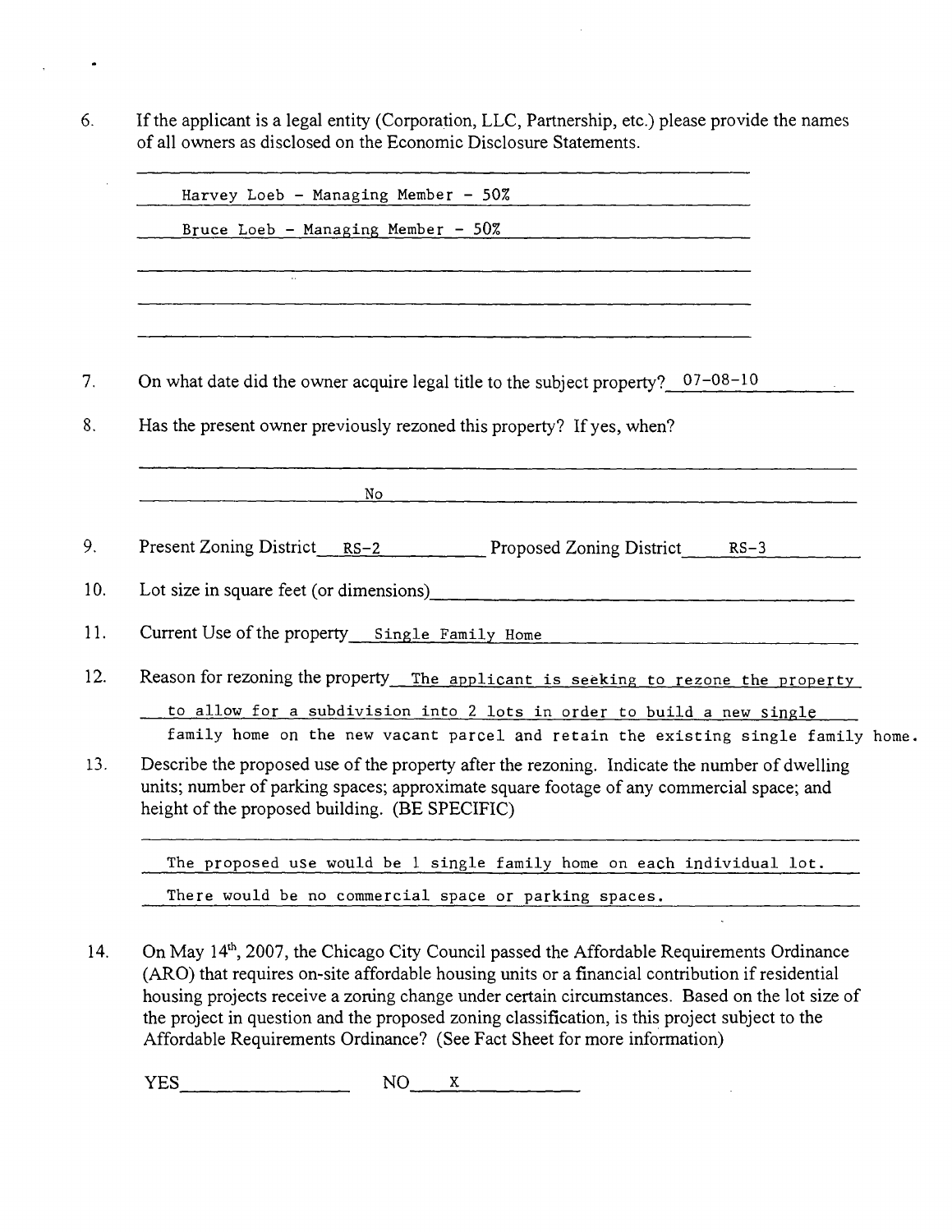6. If the applicant is a legal entity (Corporation, LLC, Partnership, etc.) please provide the names of all owners as disclosed on the Economic Disclosure Statements.

   Harvey Loeb - Managing Member - 50%

   Bruce Loeb - Managing Member - 50%

7. On what date did the owner acquire legal title to the subject property? 07-08-10

8. Has the present owner previously rezoned this property? If yes, when?

   No

9. Present Zoning District RS-2 Proposed Zoning District RS-3

10. Lot size in square feet (or dimensions)

11. Current Use of the property Single Family Home

12. Reason for rezoning the property The applicant is seeking to rezone the property to allow for a subdivision into 2 lots in order to build a new single family home on the new vacant parcel and retain the existing single family home.

13. Describe the proposed use of the property after the rezoning. Indicate the number of dwelling units; number of parking spaces; approximate square footage of any commercial space; and height of the proposed building. (BE SPECIFIC)

    The proposed use would be 1 single family home on each individual lot.

    There would be no commercial space or parking spaces.

14. On May 14th, 2007, the Chicago City Council passed the Affordable Requirements Ordinance (ARO) that requires on-site affordable housing units or a financial contribution if residential housing projects receive a zoning change under certain circumstances. Based on the lot size of the project in question and the proposed zoning classification, is this project subject to the Affordable Requirements Ordinance? (See Fact Sheet for more information)

    YES\_\_\_\_\_\_\_\_ NO X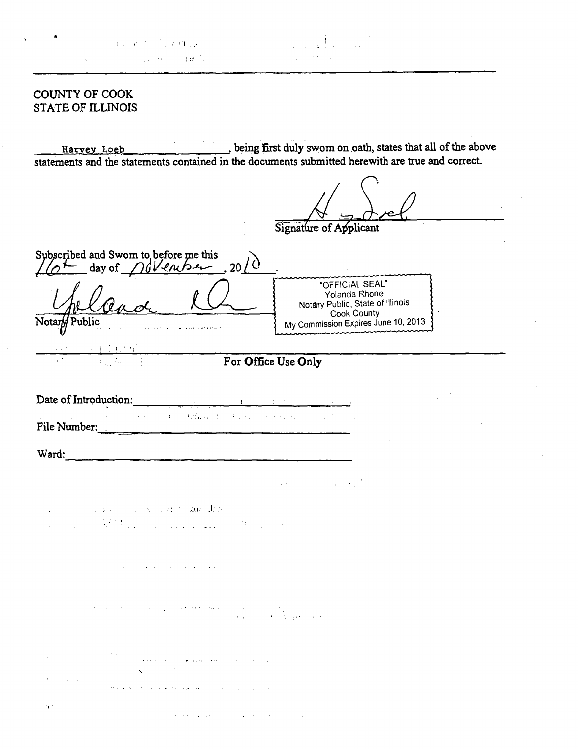COUNTY OF COOK
STATE OF ILLINOIS

Harvey Loeb \_\_\_\_\_\_\_\_\_\_\_\_\_\_\_\_\_\_, being first duly sworn on oath, states that all of the above statements and the statements contained in the documents submitted herewith are true and correct.

\_\_\_\_\_\_\_\_\_\_\_\_\_\_\_\_\_\_\_\_\_\_\_\_\_\_\_\_\_\_\_\_\_\_\_
Signature of Applicant

Subscribed and Sworn to before me this 16th day of November, 2010.

"OFFICIAL SEAL"
Yolanda Rhone
Notary Public, State of Illinois
Cook County
My Commission Expires June 10, 2013

\_\_\_\_\_\_\_\_\_\_\_\_\_\_\_\_\_\_\_\_\_\_\_\_\_\_\_\_\_\_\_\_\_\_\_
Notary Public

**For Office Use Only**

Date of Introduction: \_\_\_\_\_\_\_\_\_\_\_\_\_\_\_\_\_\_\_\_\_\_\_\_\_\_\_\_

File Number: \_\_\_\_\_\_\_\_\_\_\_\_\_\_\_\_\_\_\_\_\_\_\_\_\_\_\_\_\_\_\_\_\_\_

Ward: \_\_\_\_\_\_\_\_\_\_\_\_\_\_\_\_\_\_\_\_\_\_\_\_\_\_\_\_\_\_\_\_\_\_\_\_\_\_\_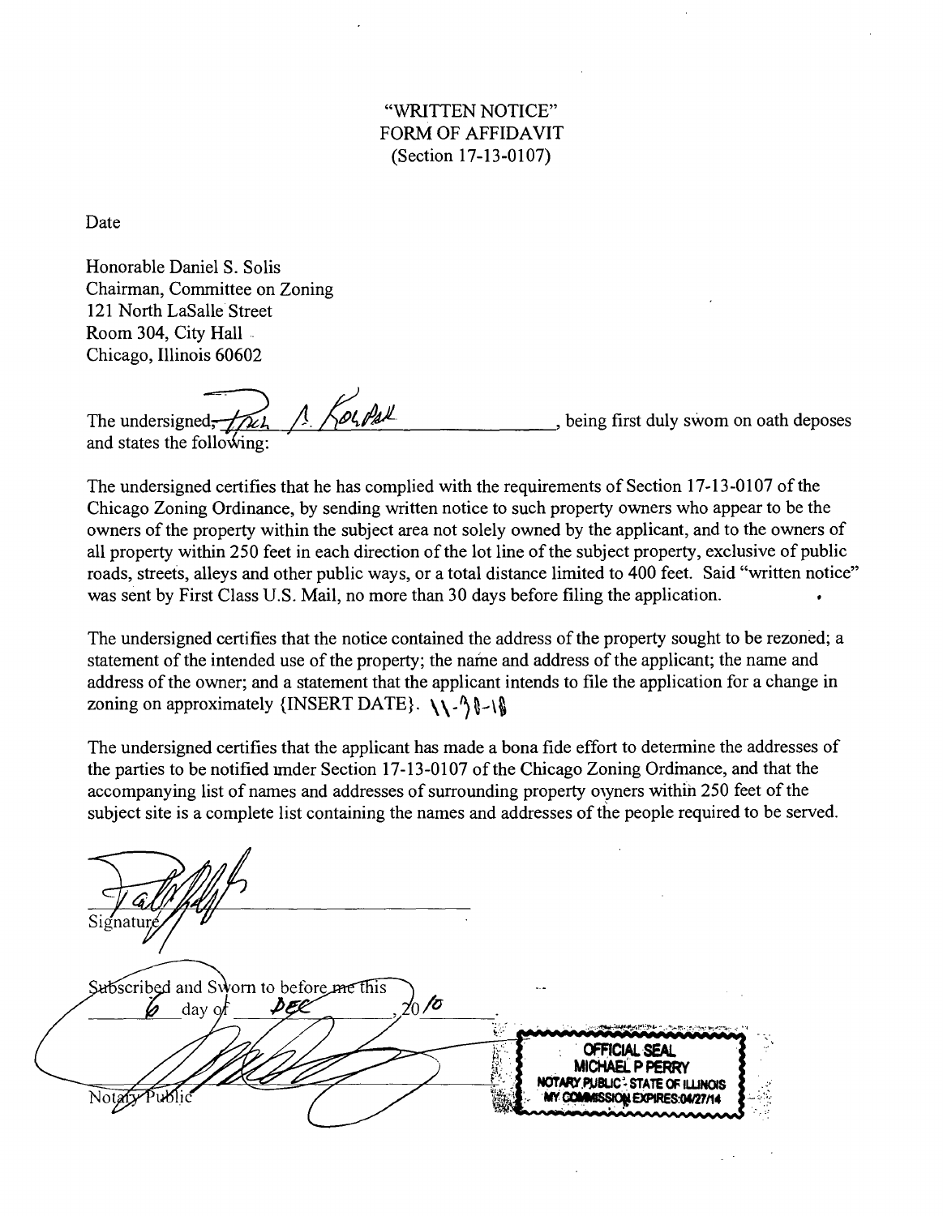"WRITTEN NOTICE"
FORM OF AFFIDAVIT
(Section 17-13-0107)

Date

Honorable Daniel S. Solis
Chairman, Committee on Zoning
121 North LaSalle Street
Room 304, City Hall
Chicago, Illinois 60602

The undersigned, Paul A. Kolpak, being first duly sworn on oath deposes and states the following:

The undersigned certifies that he has complied with the requirements of Section 17-13-0107 of the Chicago Zoning Ordinance, by sending written notice to such property owners who appear to be the owners of the property within the subject area not solely owned by the applicant, and to the owners of all property within 250 feet in each direction of the lot line of the subject property, exclusive of public roads, streets, alleys and other public ways, or a total distance limited to 400 feet. Said "written notice" was sent by First Class U.S. Mail, no more than 30 days before filing the application.

The undersigned certifies that the notice contained the address of the property sought to be rezoned; a statement of the intended use of the property; the name and address of the applicant; the name and address of the owner; and a statement that the applicant intends to file the application for a change in zoning on approximately {INSERT DATE}. 11-30-10

The undersigned certifies that the applicant has made a bona fide effort to determine the addresses of the parties to be notified under Section 17-13-0107 of the Chicago Zoning Ordinance, and that the accompanying list of names and addresses of surrounding property owners within 250 feet of the subject site is a complete list containing the names and addresses of the people required to be served.

Signature

Subscribed and Sworn to before me this 6 day of DEC, 2010

Notary Public

OFFICIAL SEAL
MICHAEL P PERRY
NOTARY PUBLIC - STATE OF ILLINOIS
MY COMMISSION EXPIRES:04/27/14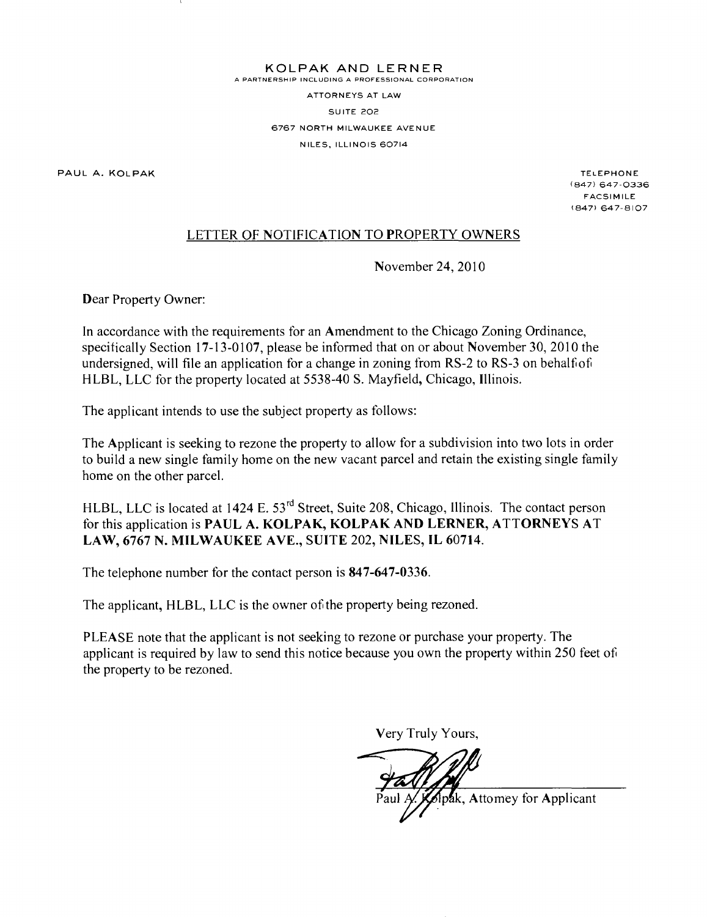KOLPAK AND LERNER

A PARTNERSHIP INCLUDING A PROFESSIONAL CORPORATION

ATTORNEYS AT LAW

SUITE 202

6767 NORTH MILWAUKEE AVENUE

NILES, ILLINOIS 60714

PAUL A. KOLPAK

TELEPHONE
(847) 647-0336
FACSIMILE
(847) 647-8107

## LETTER OF NOTIFICATION TO PROPERTY OWNERS

November 24, 2010

Dear Property Owner:

In accordance with the requirements for an Amendment to the Chicago Zoning Ordinance, specifically Section 17-13-0107, please be informed that on or about November 30, 2010 the undersigned, will file an application for a change in zoning from RS-2 to RS-3 on behalf of HLBL, LLC for the property located at 5538-40 S. Mayfield, Chicago, Illinois.

The applicant intends to use the subject property as follows:

The Applicant is seeking to rezone the property to allow for a subdivision into two lots in order to build a new single family home on the new vacant parcel and retain the existing single family home on the other parcel.

HLBL, LLC is located at 1424 E. 53rd Street, Suite 208, Chicago, Illinois. The contact person for this application is **PAUL A. KOLPAK, KOLPAK AND LERNER, ATTORNEYS AT LAW, 6767 N. MILWAUKEE AVE., SUITE 202, NILES, IL 60714.**

The telephone number for the contact person is **847-647-0336**.

The applicant, HLBL, LLC is the owner of the property being rezoned.

PLEASE note that the applicant is not seeking to rezone or purchase your property. The applicant is required by law to send this notice because you own the property within 250 feet of the property to be rezoned.

Very Truly Yours,

Paul A. Kolpak, Attorney for Applicant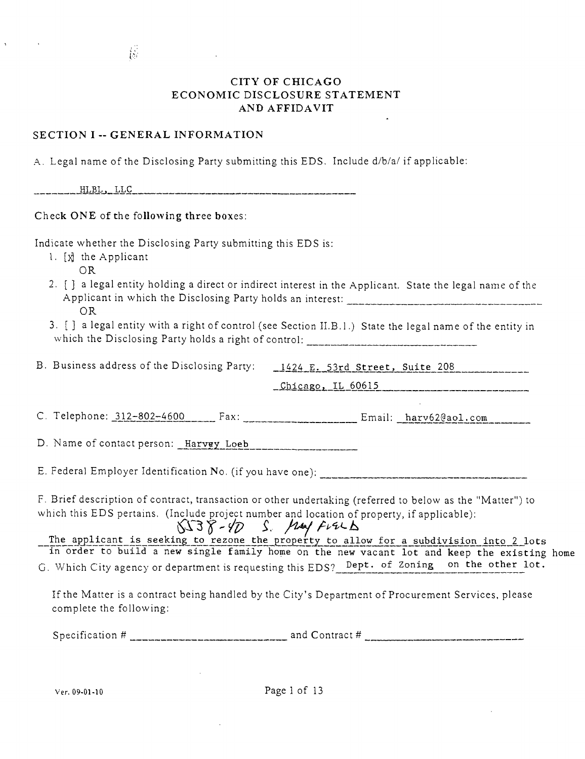# CITY OF CHICAGO
# ECONOMIC DISCLOSURE STATEMENT
# AND AFFIDAVIT

## SECTION I -- GENERAL INFORMATION

A. Legal name of the Disclosing Party submitting this EDS. Include d/b/a/ if applicable:

HLBL, LLC

Check ONE of the following three boxes:

Indicate whether the Disclosing Party submitting this EDS is:

1. [x] the Applicant
   OR
2. [ ] a legal entity holding a direct or indirect interest in the Applicant. State the legal name of the Applicant in which the Disclosing Party holds an interest: ________________
   OR
3. [ ] a legal entity with a right of control (see Section II.B.1.) State the legal name of the entity in which the Disclosing Party holds a right of control: ________________

B. Business address of the Disclosing Party: 1424 E. 53rd Street, Suite 208
Chicago, IL 60615

C. Telephone: 312-802-4600 Fax: ________________ Email: harv62@aol.com

D. Name of contact person: Harvey Loeb

E. Federal Employer Identification No. (if you have one): ________________

F. Brief description of contract, transaction or other undertaking (referred to below as the "Matter") to which this EDS pertains. (Include project number and location of property, if applicable):

5538-40 S. Mayfield

The applicant is seeking to rezone the property to allow for a subdivision into 2 lots in order to build a new single family home on the new vacant lot and keep the existing home on the other lot.

G. Which City agency or department is requesting this EDS? Dept. of Zoning

If the Matter is a contract being handled by the City's Department of Procurement Services, please complete the following:

Specification # ________________ and Contract # ________________

Ver. 09-01-10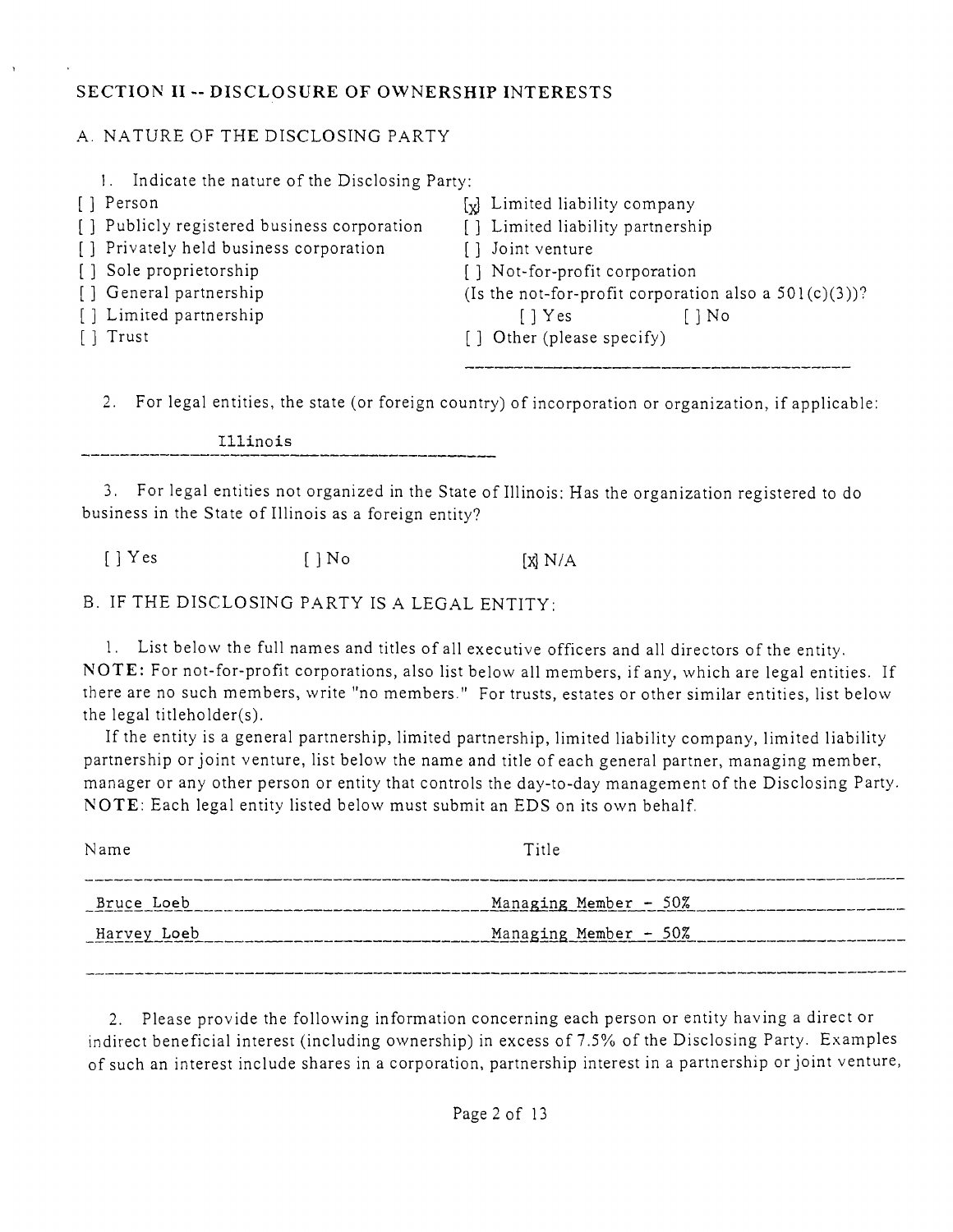## SECTION II -- DISCLOSURE OF OWNERSHIP INTERESTS

### A. NATURE OF THE DISCLOSING PARTY

1. Indicate the nature of the Disclosing Party:

[ ] Person
[ ] Publicly registered business corporation
[ ] Privately held business corporation
[ ] Sole proprietorship
[ ] General partnership
[ ] Limited partnership
[ ] Trust
[x] Limited liability company
[ ] Limited liability partnership
[ ] Joint venture
[ ] Not-for-profit corporation
(Is the not-for-profit corporation also a 501(c)(3))?
[ ] Yes [ ] No
[ ] Other (please specify)

2. For legal entities, the state (or foreign country) of incorporation or organization, if applicable:

Illinois

3. For legal entities not organized in the State of Illinois: Has the organization registered to do business in the State of Illinois as a foreign entity?

[ ] Yes [ ] No [x] N/A

### B. IF THE DISCLOSING PARTY IS A LEGAL ENTITY:

1. List below the full names and titles of all executive officers and all directors of the entity. **NOTE:** For not-for-profit corporations, also list below all members, if any, which are legal entities. If there are no such members, write "no members." For trusts, estates or other similar entities, list below the legal titleholder(s).

If the entity is a general partnership, limited partnership, limited liability company, limited liability partnership or joint venture, list below the name and title of each general partner, managing member, manager or any other person or entity that controls the day-to-day management of the Disclosing Party. **NOTE**: Each legal entity listed below must submit an EDS on its own behalf.

| Name | Title |
|---|---|
| Bruce Loeb | Managing Member - 50% |
| Harvey Loeb | Managing Member - 50% |

2. Please provide the following information concerning each person or entity having a direct or indirect beneficial interest (including ownership) in excess of 7.5% of the Disclosing Party. Examples of such an interest include shares in a corporation, partnership interest in a partnership or joint venture,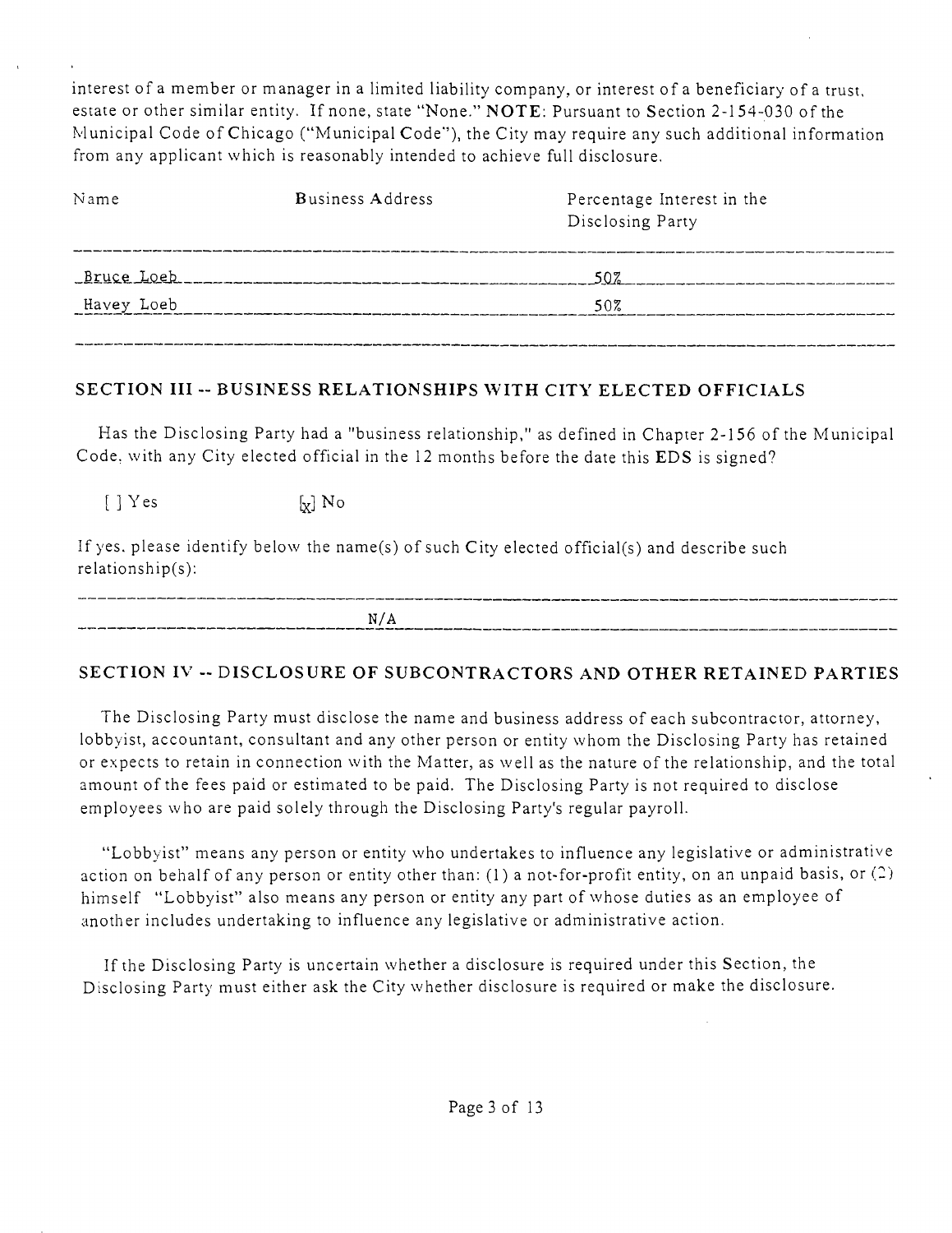interest of a member or manager in a limited liability company, or interest of a beneficiary of a trust, estate or other similar entity. If none, state "None." **NOTE**: Pursuant to Section 2-154-030 of the Municipal Code of Chicago ("Municipal Code"), the City may require any such additional information from any applicant which is reasonably intended to achieve full disclosure.

| Name | Business Address | Percentage Interest in the Disclosing Party |
|---|---|---|
| Bruce Loeb | | 50% |
| Havey Loeb | | 50% |

## SECTION III -- BUSINESS RELATIONSHIPS WITH CITY ELECTED OFFICIALS

Has the Disclosing Party had a "business relationship," as defined in Chapter 2-156 of the Municipal Code, with any City elected official in the 12 months before the date this EDS is signed?

[ ] Yes [x] No

If yes, please identify below the name(s) of such City elected official(s) and describe such relationship(s):

N/A

## SECTION IV -- DISCLOSURE OF SUBCONTRACTORS AND OTHER RETAINED PARTIES

The Disclosing Party must disclose the name and business address of each subcontractor, attorney, lobbyist, accountant, consultant and any other person or entity whom the Disclosing Party has retained or expects to retain in connection with the Matter, as well as the nature of the relationship, and the total amount of the fees paid or estimated to be paid. The Disclosing Party is not required to disclose employees who are paid solely through the Disclosing Party's regular payroll.

"Lobbyist" means any person or entity who undertakes to influence any legislative or administrative action on behalf of any person or entity other than: (1) a not-for-profit entity, on an unpaid basis, or (2) himself "Lobbyist" also means any person or entity any part of whose duties as an employee of another includes undertaking to influence any legislative or administrative action.

If the Disclosing Party is uncertain whether a disclosure is required under this Section, the Disclosing Party must either ask the City whether disclosure is required or make the disclosure.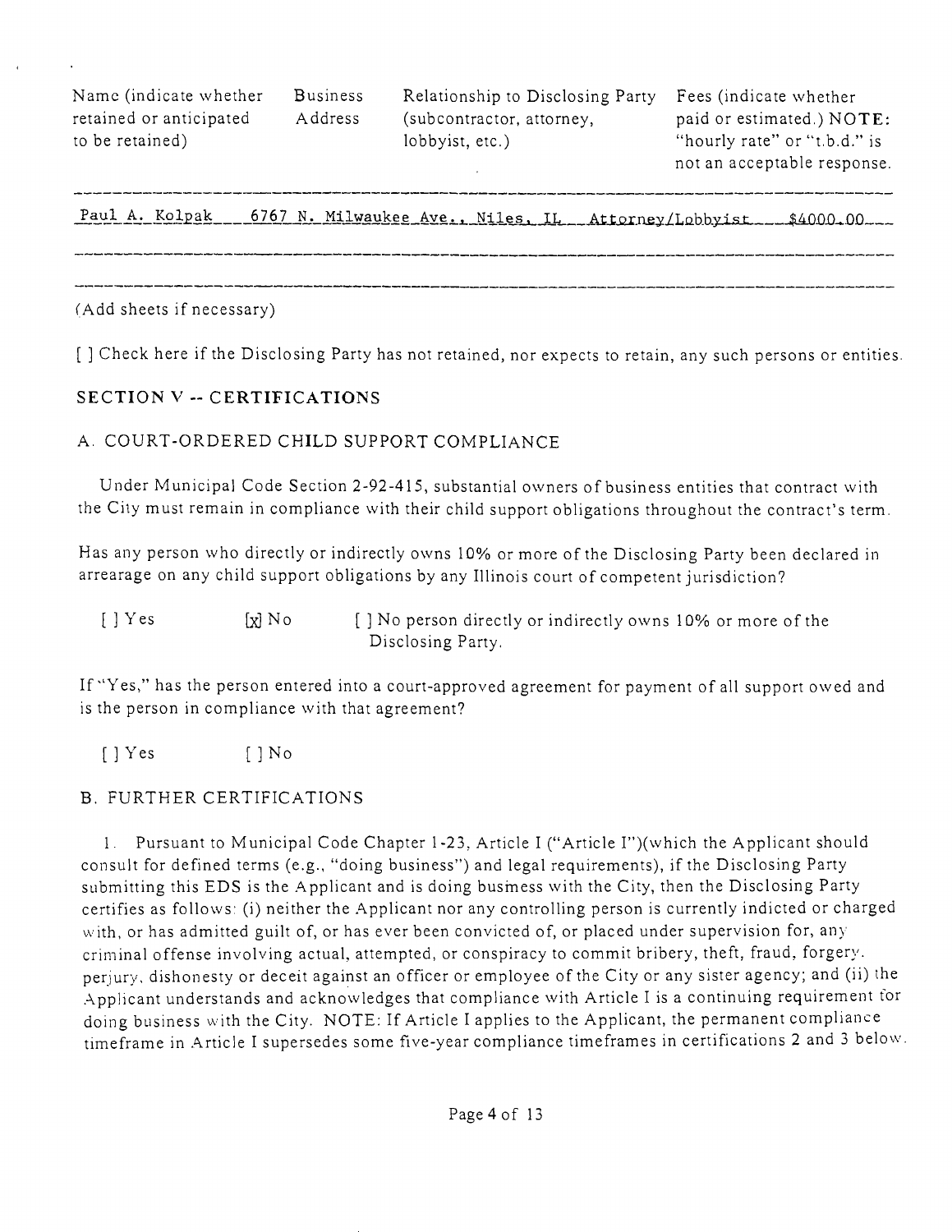| Name (indicate whether retained or anticipated to be retained) | Business Address | Relationship to Disclosing Party (subcontractor, attorney, lobbyist, etc.) | Fees (indicate whether paid or estimated.) NOTE: "hourly rate" or "t.b.d." is not an acceptable response. |
| --- | --- | --- | --- |
| Paul A. Kolpak | 6767 N. Milwaukee Ave., Niles, IL | Attorney/Lobbyist | $4000.00 |
| | | | |
| | | | |

(Add sheets if necessary)

[ ] Check here if the Disclosing Party has not retained, nor expects to retain, any such persons or entities.

## SECTION V -- CERTIFICATIONS

### A. COURT-ORDERED CHILD SUPPORT COMPLIANCE

Under Municipal Code Section 2-92-415, substantial owners of business entities that contract with the City must remain in compliance with their child support obligations throughout the contract's term.

Has any person who directly or indirectly owns 10% or more of the Disclosing Party been declared in arrearage on any child support obligations by any Illinois court of competent jurisdiction?

[ ] Yes [x] No [ ] No person directly or indirectly owns 10% or more of the Disclosing Party.

If "Yes," has the person entered into a court-approved agreement for payment of all support owed and is the person in compliance with that agreement?

[ ] Yes [ ] No

### B. FURTHER CERTIFICATIONS

1. Pursuant to Municipal Code Chapter 1-23, Article I ("Article I")(which the Applicant should consult for defined terms (e.g., "doing business") and legal requirements), if the Disclosing Party submitting this EDS is the Applicant and is doing business with the City, then the Disclosing Party certifies as follows: (i) neither the Applicant nor any controlling person is currently indicted or charged with, or has admitted guilt of, or has ever been convicted of, or placed under supervision for, any criminal offense involving actual, attempted, or conspiracy to commit bribery, theft, fraud, forgery, perjury, dishonesty or deceit against an officer or employee of the City or any sister agency; and (ii) the Applicant understands and acknowledges that compliance with Article I is a continuing requirement for doing business with the City. NOTE: If Article I applies to the Applicant, the permanent compliance timeframe in Article I supersedes some five-year compliance timeframes in certifications 2 and 3 below.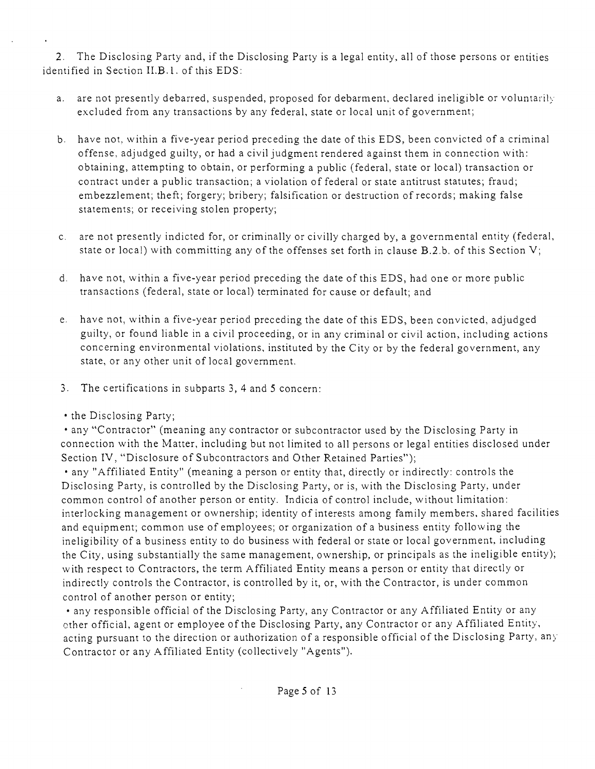2. The Disclosing Party and, if the Disclosing Party is a legal entity, all of those persons or entities identified in Section II.B.1. of this EDS:

a. are not presently debarred, suspended, proposed for debarment, declared ineligible or voluntarily excluded from any transactions by any federal, state or local unit of government;

b. have not, within a five-year period preceding the date of this EDS, been convicted of a criminal offense, adjudged guilty, or had a civil judgment rendered against them in connection with: obtaining, attempting to obtain, or performing a public (federal, state or local) transaction or contract under a public transaction; a violation of federal or state antitrust statutes; fraud; embezzlement; theft; forgery; bribery; falsification or destruction of records; making false statements; or receiving stolen property;

c. are not presently indicted for, or criminally or civilly charged by, a governmental entity (federal, state or local) with committing any of the offenses set forth in clause B.2.b. of this Section V;

d. have not, within a five-year period preceding the date of this EDS, had one or more public transactions (federal, state or local) terminated for cause or default; and

e. have not, within a five-year period preceding the date of this EDS, been convicted, adjudged guilty, or found liable in a civil proceeding, or in any criminal or civil action, including actions concerning environmental violations, instituted by the City or by the federal government, any state, or any other unit of local government.

3. The certifications in subparts 3, 4 and 5 concern:

- the Disclosing Party;
- any "Contractor" (meaning any contractor or subcontractor used by the Disclosing Party in connection with the Matter, including but not limited to all persons or legal entities disclosed under Section IV, "Disclosure of Subcontractors and Other Retained Parties");
- any "Affiliated Entity" (meaning a person or entity that, directly or indirectly: controls the Disclosing Party, is controlled by the Disclosing Party, or is, with the Disclosing Party, under common control of another person or entity. Indicia of control include, without limitation: interlocking management or ownership; identity of interests among family members, shared facilities and equipment; common use of employees; or organization of a business entity following the ineligibility of a business entity to do business with federal or state or local government, including the City, using substantially the same management, ownership, or principals as the ineligible entity); with respect to Contractors, the term Affiliated Entity means a person or entity that directly or indirectly controls the Contractor, is controlled by it, or, with the Contractor, is under common control of another person or entity;
- any responsible official of the Disclosing Party, any Contractor or any Affiliated Entity or any other official, agent or employee of the Disclosing Party, any Contractor or any Affiliated Entity, acting pursuant to the direction or authorization of a responsible official of the Disclosing Party, any Contractor or any Affiliated Entity (collectively "Agents").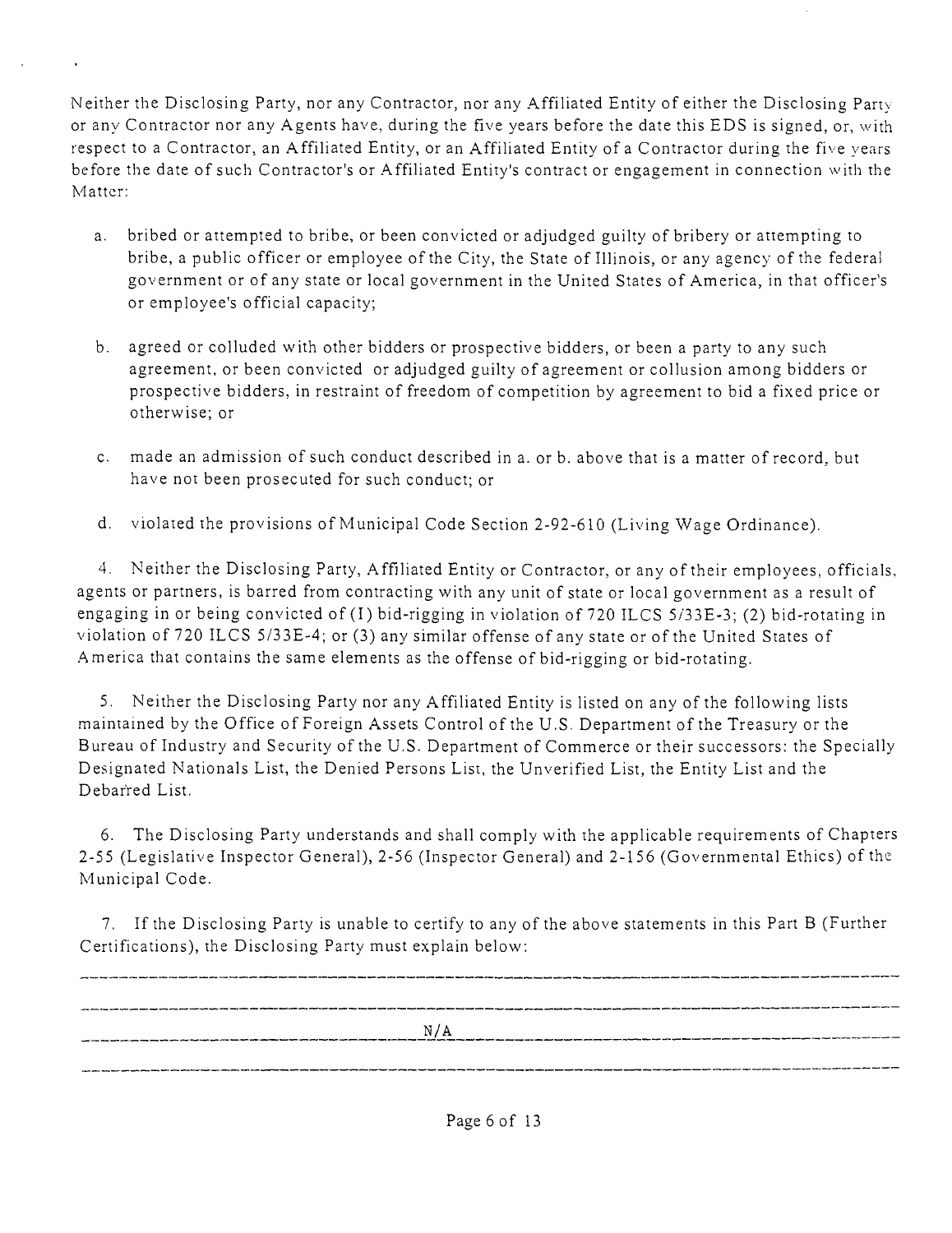Neither the Disclosing Party, nor any Contractor, nor any Affiliated Entity of either the Disclosing Party or any Contractor nor any Agents have, during the five years before the date this EDS is signed, or, with respect to a Contractor, an Affiliated Entity, or an Affiliated Entity of a Contractor during the five years before the date of such Contractor's or Affiliated Entity's contract or engagement in connection with the Matter:

a. bribed or attempted to bribe, or been convicted or adjudged guilty of bribery or attempting to bribe, a public officer or employee of the City, the State of Illinois, or any agency of the federal government or of any state or local government in the United States of America, in that officer's or employee's official capacity;

b. agreed or colluded with other bidders or prospective bidders, or been a party to any such agreement, or been convicted or adjudged guilty of agreement or collusion among bidders or prospective bidders, in restraint of freedom of competition by agreement to bid a fixed price or otherwise; or

c. made an admission of such conduct described in a. or b. above that is a matter of record, but have not been prosecuted for such conduct; or

d. violated the provisions of Municipal Code Section 2-92-610 (Living Wage Ordinance).

4. Neither the Disclosing Party, Affiliated Entity or Contractor, or any of their employees, officials, agents or partners, is barred from contracting with any unit of state or local government as a result of engaging in or being convicted of (1) bid-rigging in violation of 720 ILCS 5/33E-3; (2) bid-rotating in violation of 720 ILCS 5/33E-4; or (3) any similar offense of any state or of the United States of America that contains the same elements as the offense of bid-rigging or bid-rotating.

5. Neither the Disclosing Party nor any Affiliated Entity is listed on any of the following lists maintained by the Office of Foreign Assets Control of the U.S. Department of the Treasury or the Bureau of Industry and Security of the U.S. Department of Commerce or their successors: the Specially Designated Nationals List, the Denied Persons List, the Unverified List, the Entity List and the Debarred List.

6. The Disclosing Party understands and shall comply with the applicable requirements of Chapters 2-55 (Legislative Inspector General), 2-56 (Inspector General) and 2-156 (Governmental Ethics) of the Municipal Code.

7. If the Disclosing Party is unable to certify to any of the above statements in this Part B (Further Certifications), the Disclosing Party must explain below:

N/A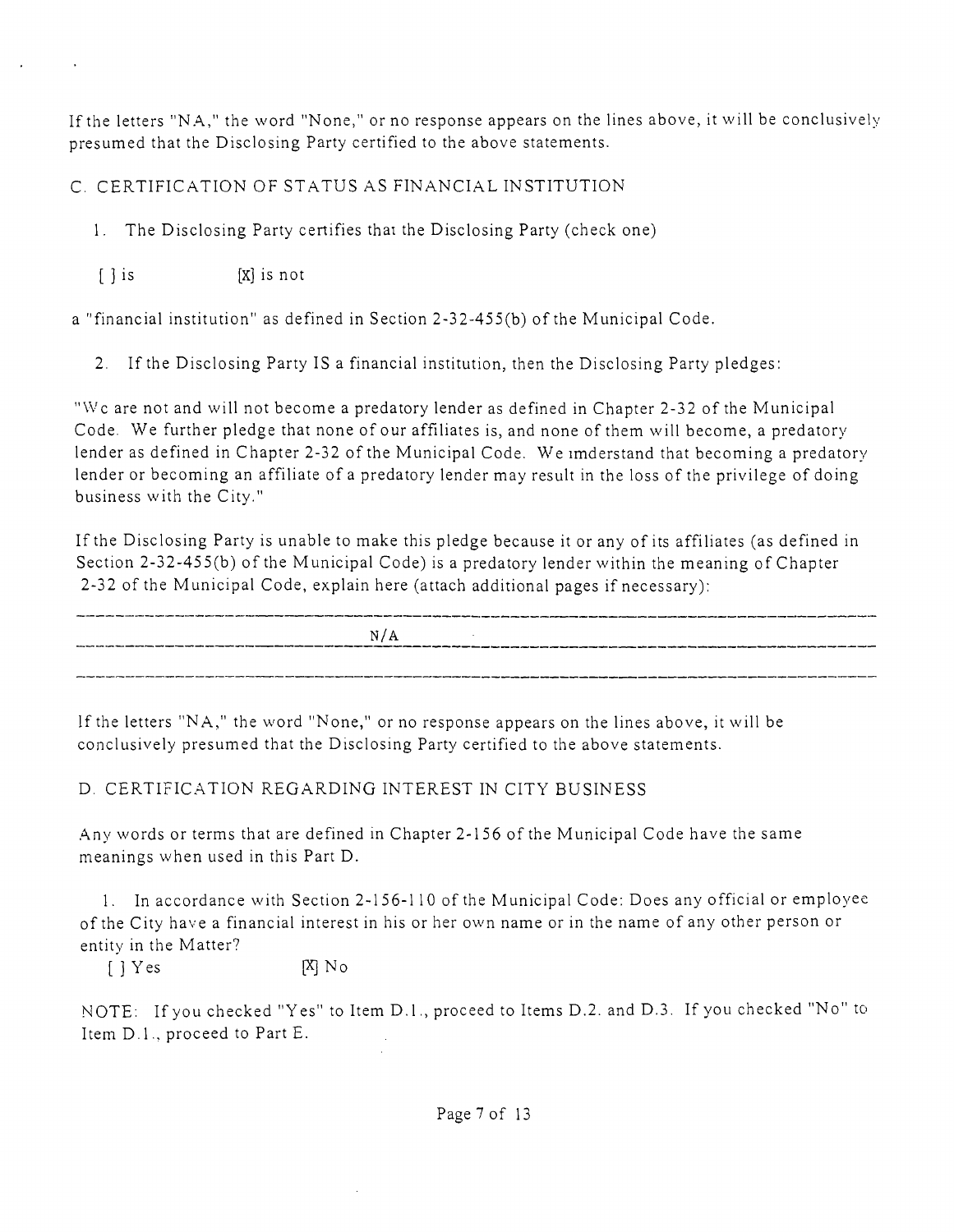If the letters "NA," the word "None," or no response appears on the lines above, it will be conclusively presumed that the Disclosing Party certified to the above statements.

## C. CERTIFICATION OF STATUS AS FINANCIAL INSTITUTION

1. The Disclosing Party certifies that the Disclosing Party (check one)

   [ ] is [X] is not

a "financial institution" as defined in Section 2-32-455(b) of the Municipal Code.

2. If the Disclosing Party IS a financial institution, then the Disclosing Party pledges:

"We are not and will not become a predatory lender as defined in Chapter 2-32 of the Municipal Code. We further pledge that none of our affiliates is, and none of them will become, a predatory lender as defined in Chapter 2-32 of the Municipal Code. We understand that becoming a predatory lender or becoming an affiliate of a predatory lender may result in the loss of the privilege of doing business with the City."

If the Disclosing Party is unable to make this pledge because it or any of its affiliates (as defined in Section 2-32-455(b) of the Municipal Code) is a predatory lender within the meaning of Chapter 2-32 of the Municipal Code, explain here (attach additional pages if necessary):

N/A

If the letters "NA," the word "None," or no response appears on the lines above, it will be conclusively presumed that the Disclosing Party certified to the above statements.

## D. CERTIFICATION REGARDING INTEREST IN CITY BUSINESS

Any words or terms that are defined in Chapter 2-156 of the Municipal Code have the same meanings when used in this Part D.

1. In accordance with Section 2-156-110 of the Municipal Code: Does any official or employee of the City have a financial interest in his or her own name or in the name of any other person or entity in the Matter?

   [ ] Yes [X] No

NOTE: If you checked "Yes" to Item D.1., proceed to Items D.2. and D.3. If you checked "No" to Item D.1., proceed to Part E.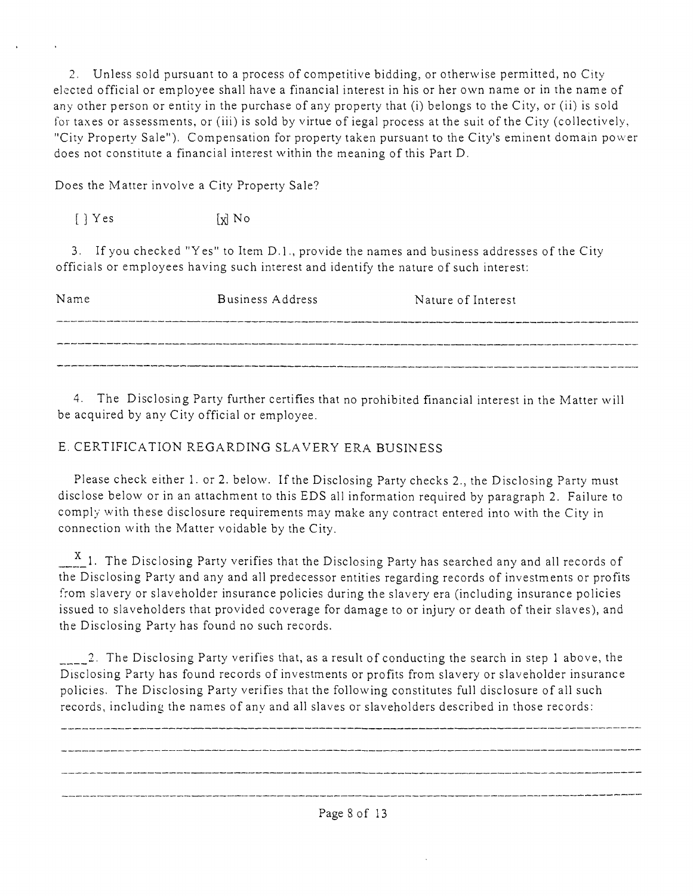2. Unless sold pursuant to a process of competitive bidding, or otherwise permitted, no City elected official or employee shall have a financial interest in his or her own name or in the name of any other person or entity in the purchase of any property that (i) belongs to the City, or (ii) is sold for taxes or assessments, or (iii) is sold by virtue of legal process at the suit of the City (collectively, "City Property Sale"). Compensation for property taken pursuant to the City's eminent domain power does not constitute a financial interest within the meaning of this Part D.

Does the Matter involve a City Property Sale?

[ ] Yes [x] No

3. If you checked "Yes" to Item D.1., provide the names and business addresses of the City officials or employees having such interest and identify the nature of such interest:

| Name | Business Address | Nature of Interest |
|---|---|---|
| | | |
| | | |
| | | |

4. The Disclosing Party further certifies that no prohibited financial interest in the Matter will be acquired by any City official or employee.

## E. CERTIFICATION REGARDING SLAVERY ERA BUSINESS

Please check either 1. or 2. below. If the Disclosing Party checks 2., the Disclosing Party must disclose below or in an attachment to this EDS all information required by paragraph 2. Failure to comply with these disclosure requirements may make any contract entered into with the City in connection with the Matter voidable by the City.

\_\_X\_\_ 1. The Disclosing Party verifies that the Disclosing Party has searched any and all records of the Disclosing Party and any and all predecessor entities regarding records of investments or profits from slavery or slaveholder insurance policies during the slavery era (including insurance policies issued to slaveholders that provided coverage for damage to or injury or death of their slaves), and the Disclosing Party has found no such records.

\_\_\_\_ 2. The Disclosing Party verifies that, as a result of conducting the search in step 1 above, the Disclosing Party has found records of investments or profits from slavery or slaveholder insurance policies. The Disclosing Party verifies that the following constitutes full disclosure of all such records, including the names of any and all slaves or slaveholders described in those records:

\_\_\_\_\_\_\_\_\_\_\_\_\_\_\_\_\_\_\_\_\_\_\_\_\_\_\_\_\_\_\_\_\_\_\_\_\_\_\_\_\_\_\_\_\_\_\_\_\_\_\_\_\_\_\_\_\_\_\_\_

\_\_\_\_\_\_\_\_\_\_\_\_\_\_\_\_\_\_\_\_\_\_\_\_\_\_\_\_\_\_\_\_\_\_\_\_\_\_\_\_\_\_\_\_\_\_\_\_\_\_\_\_\_\_\_\_\_\_\_\_

\_\_\_\_\_\_\_\_\_\_\_\_\_\_\_\_\_\_\_\_\_\_\_\_\_\_\_\_\_\_\_\_\_\_\_\_\_\_\_\_\_\_\_\_\_\_\_\_\_\_\_\_\_\_\_\_\_\_\_\_

\_\_\_\_\_\_\_\_\_\_\_\_\_\_\_\_\_\_\_\_\_\_\_\_\_\_\_\_\_\_\_\_\_\_\_\_\_\_\_\_\_\_\_\_\_\_\_\_\_\_\_\_\_\_\_\_\_\_\_\_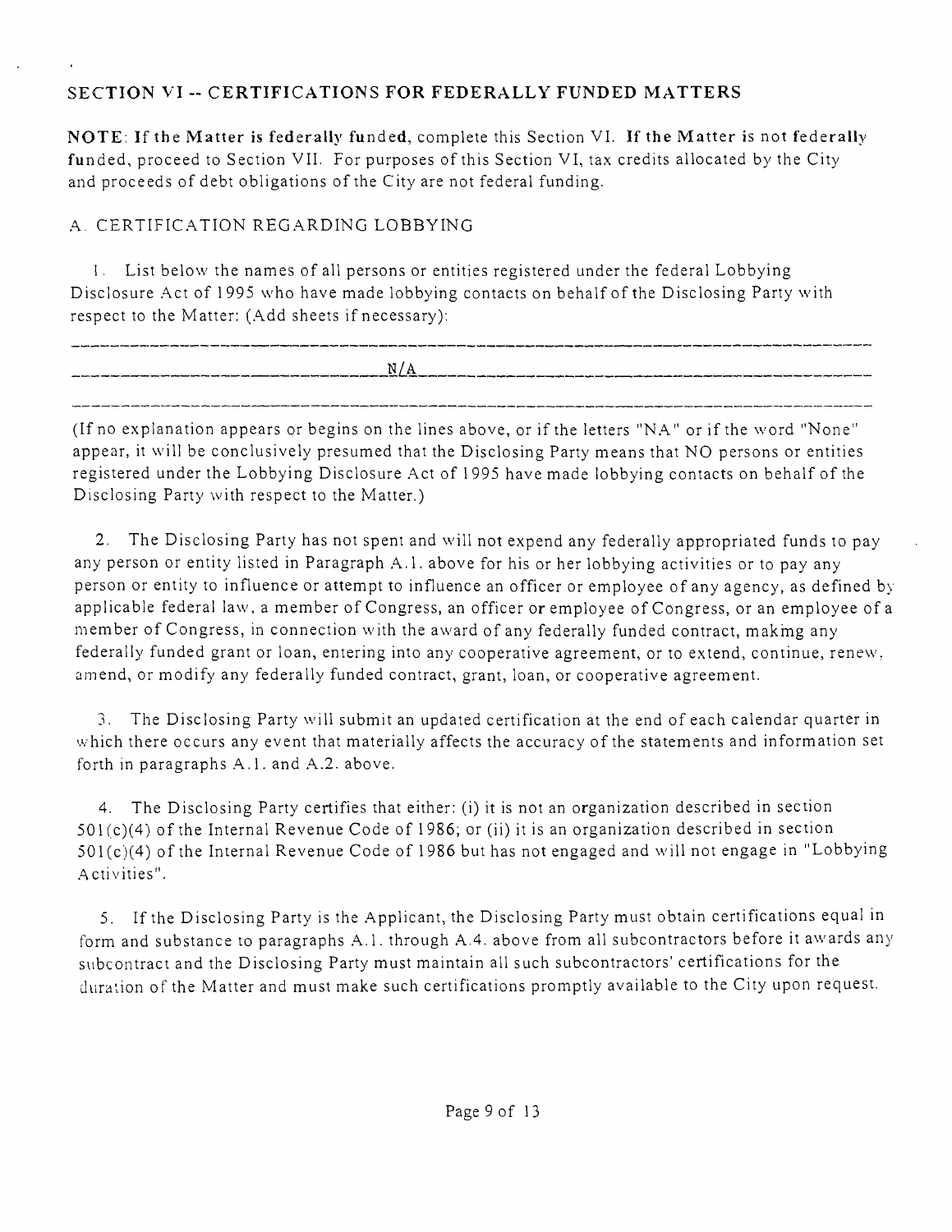## SECTION VI -- CERTIFICATIONS FOR FEDERALLY FUNDED MATTERS

**NOTE: If the Matter is federally funded**, complete this Section VI. **If the Matter is not federally funded**, proceed to Section VII. For purposes of this Section VI, tax credits allocated by the City and proceeds of debt obligations of the City are not federal funding.

### A. CERTIFICATION REGARDING LOBBYING

1. List below the names of all persons or entities registered under the federal Lobbying Disclosure Act of 1995 who have made lobbying contacts on behalf of the Disclosing Party with respect to the Matter: (Add sheets if necessary):

N/A

(If no explanation appears or begins on the lines above, or if the letters "NA" or if the word "None" appear, it will be conclusively presumed that the Disclosing Party means that NO persons or entities registered under the Lobbying Disclosure Act of 1995 have made lobbying contacts on behalf of the Disclosing Party with respect to the Matter.)

2. The Disclosing Party has not spent and will not expend any federally appropriated funds to pay any person or entity listed in Paragraph A.1. above for his or her lobbying activities or to pay any person or entity to influence or attempt to influence an officer or employee of any agency, as defined by applicable federal law, a member of Congress, an officer or employee of Congress, or an employee of a member of Congress, in connection with the award of any federally funded contract, making any federally funded grant or loan, entering into any cooperative agreement, or to extend, continue, renew, amend, or modify any federally funded contract, grant, loan, or cooperative agreement.

3. The Disclosing Party will submit an updated certification at the end of each calendar quarter in which there occurs any event that materially affects the accuracy of the statements and information set forth in paragraphs A.1. and A.2. above.

4. The Disclosing Party certifies that either: (i) it is not an organization described in section 501(c)(4) of the Internal Revenue Code of 1986; or (ii) it is an organization described in section 501(c)(4) of the Internal Revenue Code of 1986 but has not engaged and will not engage in "Lobbying Activities".

5. If the Disclosing Party is the Applicant, the Disclosing Party must obtain certifications equal in form and substance to paragraphs A.1. through A.4. above from all subcontractors before it awards any subcontract and the Disclosing Party must maintain all such subcontractors' certifications for the duration of the Matter and must make such certifications promptly available to the City upon request.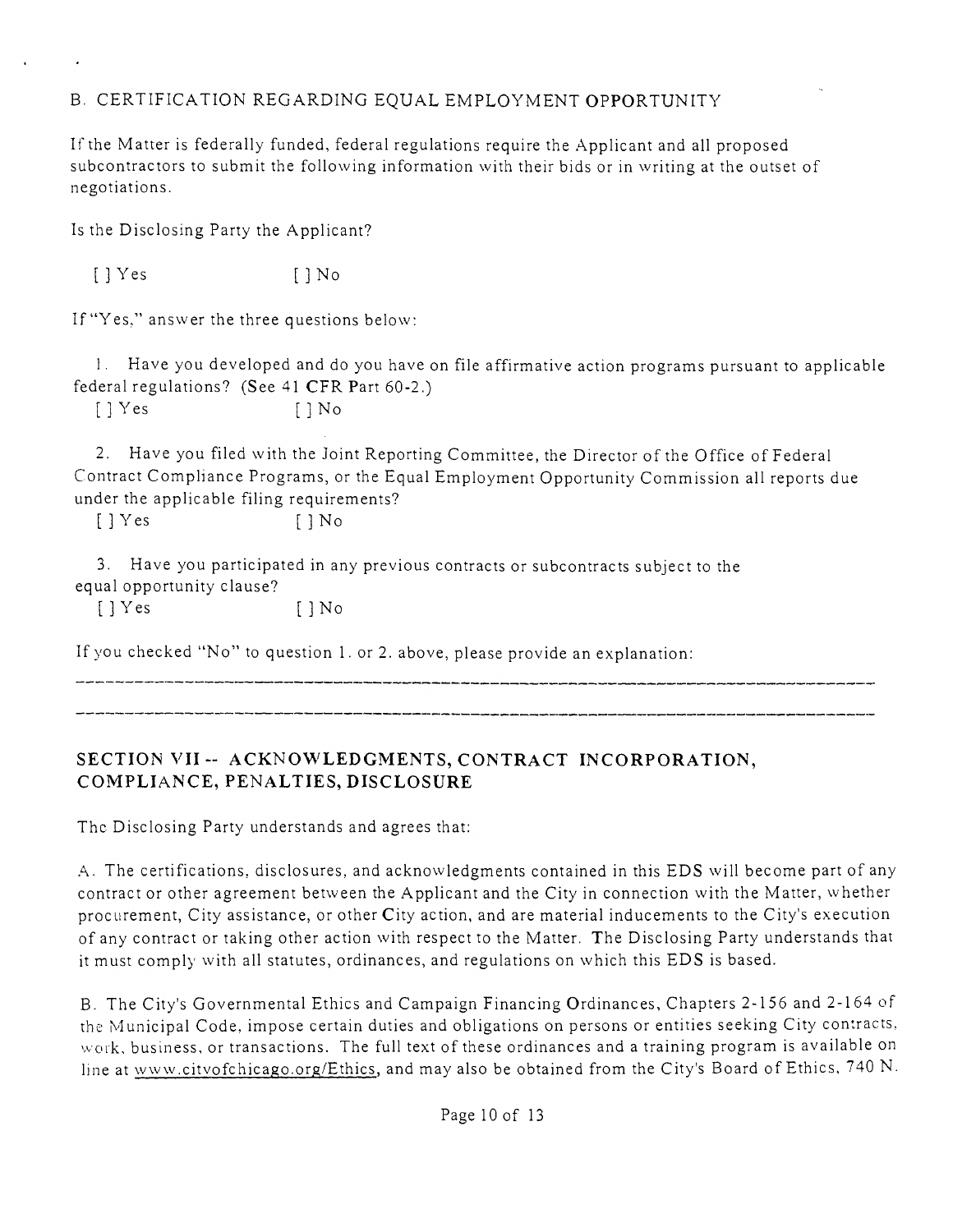## B. CERTIFICATION REGARDING EQUAL EMPLOYMENT OPPORTUNITY

If the Matter is federally funded, federal regulations require the Applicant and all proposed subcontractors to submit the following information with their bids or in writing at the outset of negotiations.

Is the Disclosing Party the Applicant?

[ ] Yes [ ] No

If "Yes," answer the three questions below:

1. Have you developed and do you have on file affirmative action programs pursuant to applicable federal regulations? (See 41 CFR Part 60-2.)
   [ ] Yes [ ] No

2. Have you filed with the Joint Reporting Committee, the Director of the Office of Federal Contract Compliance Programs, or the Equal Employment Opportunity Commission all reports due under the applicable filing requirements?
   [ ] Yes [ ] No

3. Have you participated in any previous contracts or subcontracts subject to the equal opportunity clause?
   [ ] Yes [ ] No

If you checked "No" to question 1. or 2. above, please provide an explanation:

---

---

## SECTION VII -- ACKNOWLEDGMENTS, CONTRACT INCORPORATION, COMPLIANCE, PENALTIES, DISCLOSURE

The Disclosing Party understands and agrees that:

A. The certifications, disclosures, and acknowledgments contained in this EDS will become part of any contract or other agreement between the Applicant and the City in connection with the Matter, whether procurement, City assistance, or other City action, and are material inducements to the City's execution of any contract or taking other action with respect to the Matter. The Disclosing Party understands that it must comply with all statutes, ordinances, and regulations on which this EDS is based.

B. The City's Governmental Ethics and Campaign Financing Ordinances, Chapters 2-156 and 2-164 of the Municipal Code, impose certain duties and obligations on persons or entities seeking City contracts, work, business, or transactions. The full text of these ordinances and a training program is available on line at www.cityofchicago.org/Ethics, and may also be obtained from the City's Board of Ethics, 740 N.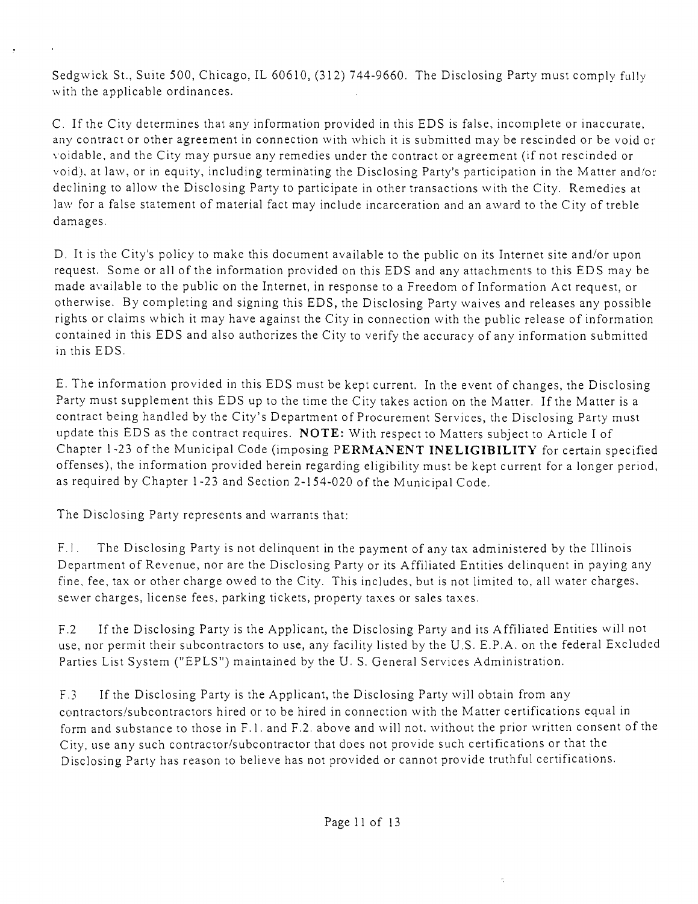Sedgwick St., Suite 500, Chicago, IL 60610, (312) 744-9660. The Disclosing Party must comply fully with the applicable ordinances.

C. If the City determines that any information provided in this EDS is false, incomplete or inaccurate, any contract or other agreement in connection with which it is submitted may be rescinded or be void or voidable, and the City may pursue any remedies under the contract or agreement (if not rescinded or void), at law, or in equity, including terminating the Disclosing Party's participation in the Matter and/or declining to allow the Disclosing Party to participate in other transactions with the City. Remedies at law for a false statement of material fact may include incarceration and an award to the City of treble damages.

D. It is the City's policy to make this document available to the public on its Internet site and/or upon request. Some or all of the information provided on this EDS and any attachments to this EDS may be made available to the public on the Internet, in response to a Freedom of Information Act request, or otherwise. By completing and signing this EDS, the Disclosing Party waives and releases any possible rights or claims which it may have against the City in connection with the public release of information contained in this EDS and also authorizes the City to verify the accuracy of any information submitted in this EDS.

E. The information provided in this EDS must be kept current. In the event of changes, the Disclosing Party must supplement this EDS up to the time the City takes action on the Matter. If the Matter is a contract being handled by the City's Department of Procurement Services, the Disclosing Party must update this EDS as the contract requires. **NOTE:** With respect to Matters subject to Article I of Chapter 1-23 of the Municipal Code (imposing **PERMANENT INELIGIBILITY** for certain specified offenses), the information provided herein regarding eligibility must be kept current for a longer period, as required by Chapter 1-23 and Section 2-154-020 of the Municipal Code.

The Disclosing Party represents and warrants that:

F.1. The Disclosing Party is not delinquent in the payment of any tax administered by the Illinois Department of Revenue, nor are the Disclosing Party or its Affiliated Entities delinquent in paying any fine, fee, tax or other charge owed to the City. This includes, but is not limited to, all water charges, sewer charges, license fees, parking tickets, property taxes or sales taxes.

F.2 If the Disclosing Party is the Applicant, the Disclosing Party and its Affiliated Entities will not use, nor permit their subcontractors to use, any facility listed by the U.S. E.P.A. on the federal Excluded Parties List System ("EPLS") maintained by the U. S. General Services Administration.

F.3 If the Disclosing Party is the Applicant, the Disclosing Party will obtain from any contractors/subcontractors hired or to be hired in connection with the Matter certifications equal in form and substance to those in F.1. and F.2. above and will not, without the prior written consent of the City, use any such contractor/subcontractor that does not provide such certifications or that the Disclosing Party has reason to believe has not provided or cannot provide truthful certifications.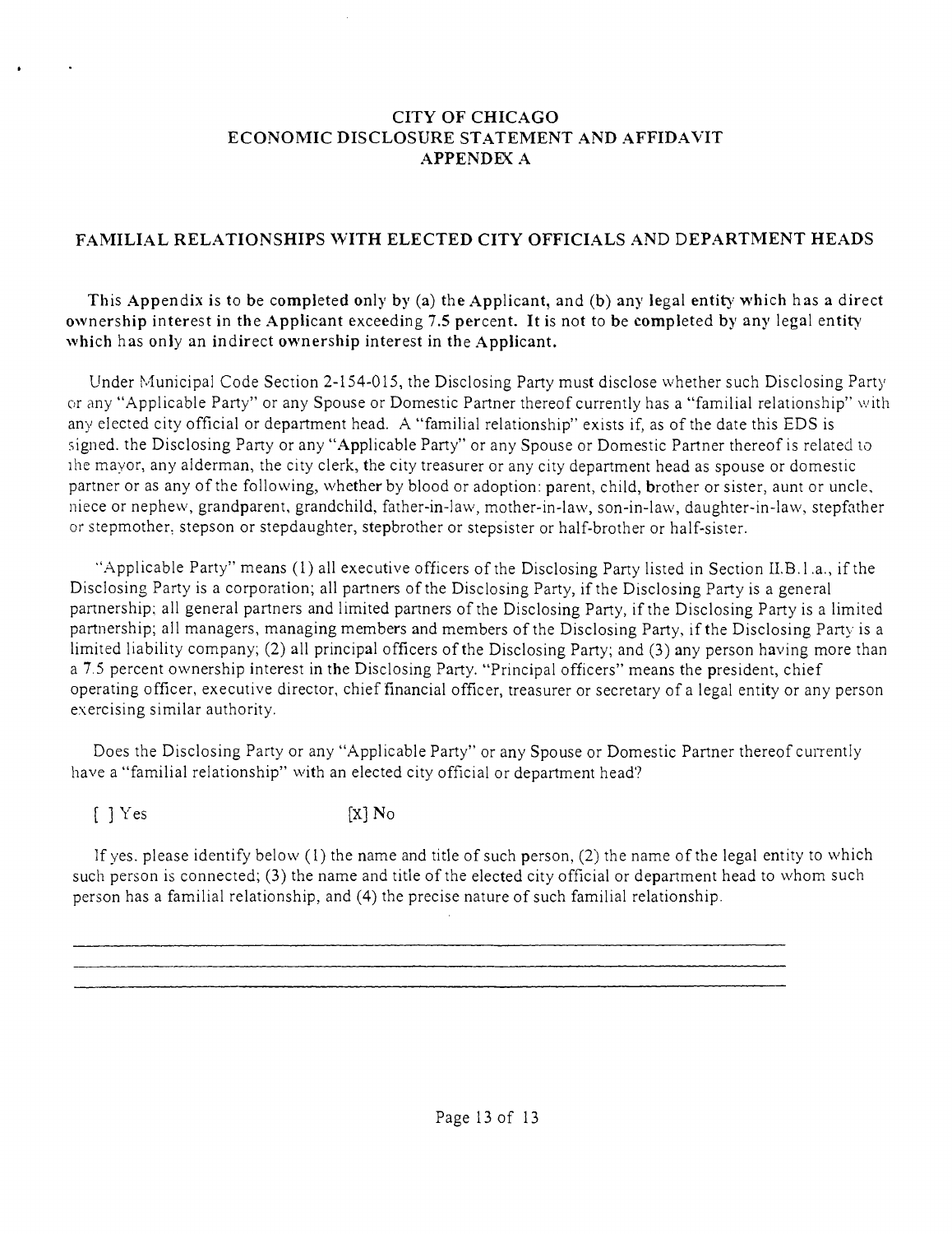# CITY OF CHICAGO
# ECONOMIC DISCLOSURE STATEMENT AND AFFIDAVIT
# APPENDIX A

## FAMILIAL RELATIONSHIPS WITH ELECTED CITY OFFICIALS AND DEPARTMENT HEADS

**This Appendix is to be completed only by (a) the Applicant, and (b) any legal entity which has a direct ownership interest in the Applicant exceeding 7.5 percent. It is not to be completed by any legal entity which has only an indirect ownership interest in the Applicant.**

Under Municipal Code Section 2-154-015, the Disclosing Party must disclose whether such Disclosing Party or any "Applicable Party" or any Spouse or Domestic Partner thereof currently has a "familial relationship" with any elected city official or department head. A "familial relationship" exists if, as of the date this EDS is signed. the Disclosing Party or any "Applicable Party" or any Spouse or Domestic Partner thereof is related to the mayor, any alderman, the city clerk, the city treasurer or any city department head as spouse or domestic partner or as any of the following, whether by blood or adoption: parent, child, brother or sister, aunt or uncle, niece or nephew, grandparent, grandchild, father-in-law, mother-in-law, son-in-law, daughter-in-law, stepfather or stepmother, stepson or stepdaughter, stepbrother or stepsister or half-brother or half-sister.

"Applicable Party" means (1) all executive officers of the Disclosing Party listed in Section II.B.1.a., if the Disclosing Party is a corporation; all partners of the Disclosing Party, if the Disclosing Party is a general partnership; all general partners and limited partners of the Disclosing Party, if the Disclosing Party is a limited partnership; all managers, managing members and members of the Disclosing Party, if the Disclosing Party is a limited liability company; (2) all principal officers of the Disclosing Party; and (3) any person having more than a 7.5 percent ownership interest in the Disclosing Party. "Principal officers" means the president, chief operating officer, executive director, chief financial officer, treasurer or secretary of a legal entity or any person exercising similar authority.

Does the Disclosing Party or any "Applicable Party" or any Spouse or Domestic Partner thereof currently have a "familial relationship" with an elected city official or department head?

[ ] Yes [X] No

If yes. please identify below (1) the name and title of such person, (2) the name of the legal entity to which such person is connected; (3) the name and title of the elected city official or department head to whom such person has a familial relationship, and (4) the precise nature of such familial relationship.

\_\_\_\_\_\_\_\_\_\_\_\_\_\_\_\_\_\_\_\_\_\_\_\_\_\_\_\_\_\_\_\_\_\_\_\_\_\_\_\_\_\_\_\_\_\_\_\_\_\_\_\_\_\_\_\_\_\_\_\_\_\_\_\_\_\_\_\_\_\_

\_\_\_\_\_\_\_\_\_\_\_\_\_\_\_\_\_\_\_\_\_\_\_\_\_\_\_\_\_\_\_\_\_\_\_\_\_\_\_\_\_\_\_\_\_\_\_\_\_\_\_\_\_\_\_\_\_\_\_\_\_\_\_\_\_\_\_\_\_\_

\_\_\_\_\_\_\_\_\_\_\_\_\_\_\_\_\_\_\_\_\_\_\_\_\_\_\_\_\_\_\_\_\_\_\_\_\_\_\_\_\_\_\_\_\_\_\_\_\_\_\_\_\_\_\_\_\_\_\_\_\_\_\_\_\_\_\_\_\_\_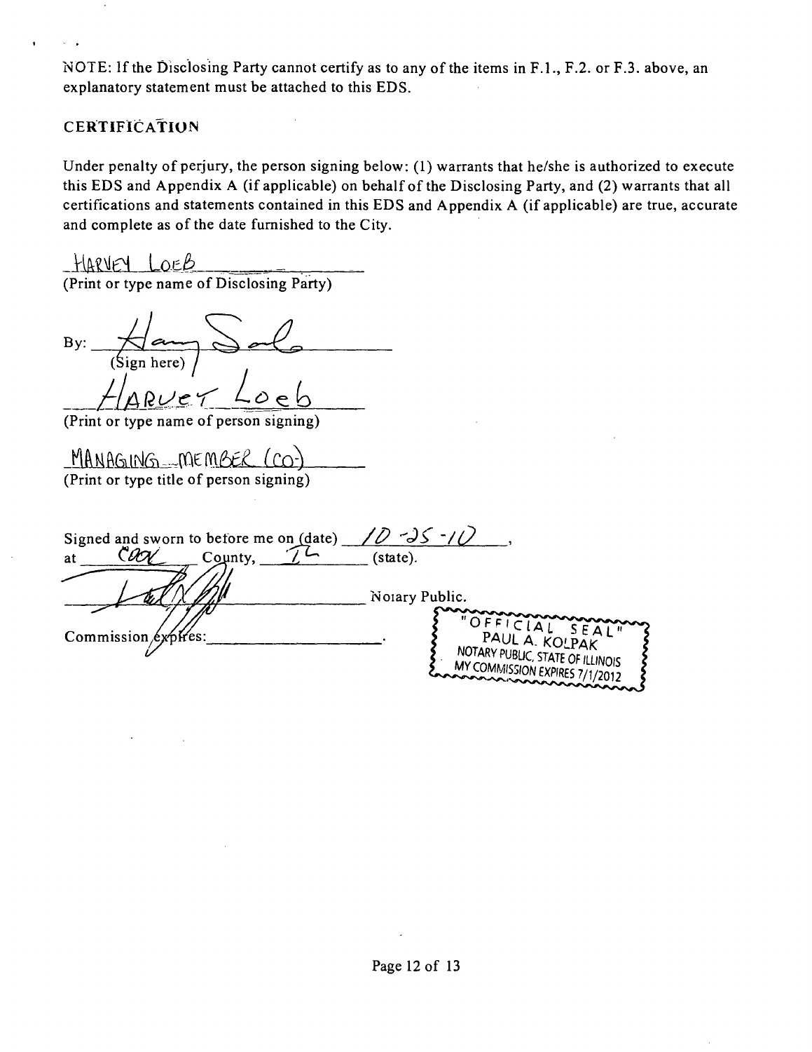NOTE: If the Disclosing Party cannot certify as to any of the items in F.1., F.2. or F.3. above, an explanatory statement must be attached to this EDS.

## CERTIFICATION

Under penalty of perjury, the person signing below: (1) warrants that he/she is authorized to execute this EDS and Appendix A (if applicable) on behalf of the Disclosing Party, and (2) warrants that all certifications and statements contained in this EDS and Appendix A (if applicable) are true, accurate and complete as of the date furnished to the City.

HARVEY LOEB
(Print or type name of Disclosing Party)

By: ______________________
(Sign here)

HARVEY Loeb
(Print or type name of person signing)

MANAGING MEMBER (CO)
(Print or type title of person signing)

Signed and sworn to before me on (date) 10-25-10,
at COOK County, IL (state).

______________________ Notary Public.

Commission expires: ______________________.

"OFFICIAL SEAL"
PAUL A. KOLPAK
NOTARY PUBLIC, STATE OF ILLINOIS
MY COMMISSION EXPIRES 7/1/2012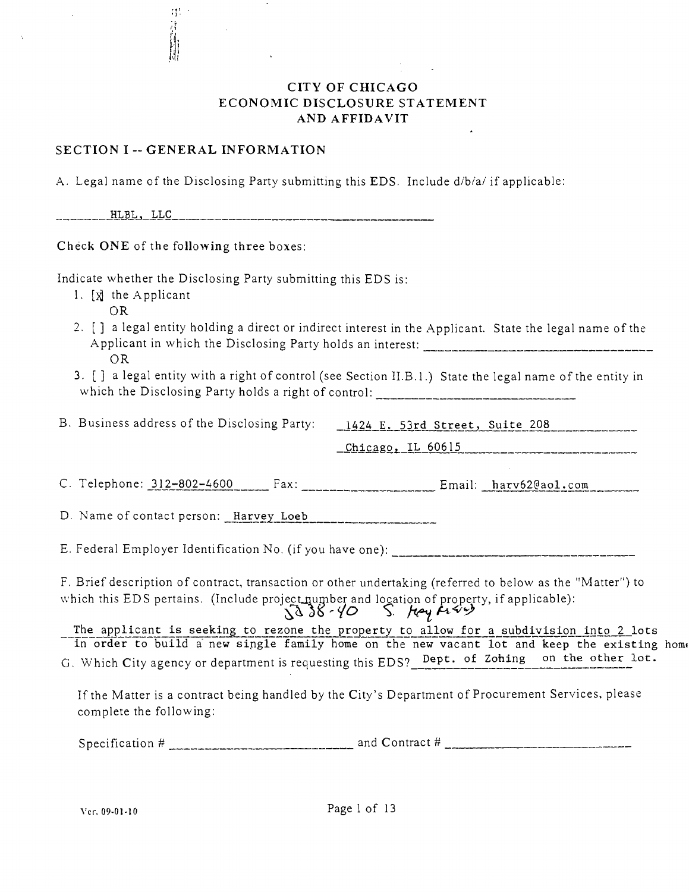# CITY OF CHICAGO
# ECONOMIC DISCLOSURE STATEMENT
# AND AFFIDAVIT

## SECTION I -- GENERAL INFORMATION

A. Legal name of the Disclosing Party submitting this EDS. Include d/b/a/ if applicable:

HLBL, LLC

Check **ONE** of the following three boxes:

Indicate whether the Disclosing Party submitting this EDS is:

1. [x] the Applicant
   OR
2. [ ] a legal entity holding a direct or indirect interest in the Applicant. State the legal name of the Applicant in which the Disclosing Party holds an interest: ____________
   OR
3. [ ] a legal entity with a right of control (see Section II.B.1.) State the legal name of the entity in which the Disclosing Party holds a right of control: ____________

B. Business address of the Disclosing Party: 1424 E. 53rd Street, Suite 208
Chicago, IL 60615

C. Telephone: 312-802-4600 Fax: ____________ Email: harv62@aol.com

D. Name of contact person: Harvey Loeb

E. Federal Employer Identification No. (if you have one): ____________

F. Brief description of contract, transaction or other undertaking (referred to below as the "Matter") to which this EDS pertains. (Include project number and location of property, if applicable): 5338-40 S. Harper

The applicant is seeking to rezone the property to allow for a subdivision into 2 lots in order to build a new single family home on the new vacant lot and keep the existing home on the other lot.

G. Which City agency or department is requesting this EDS? Dept. of Zoning

If the Matter is a contract being handled by the City's Department of Procurement Services, please complete the following:

Specification # ____________ and Contract # ____________

Ver. 09-01-10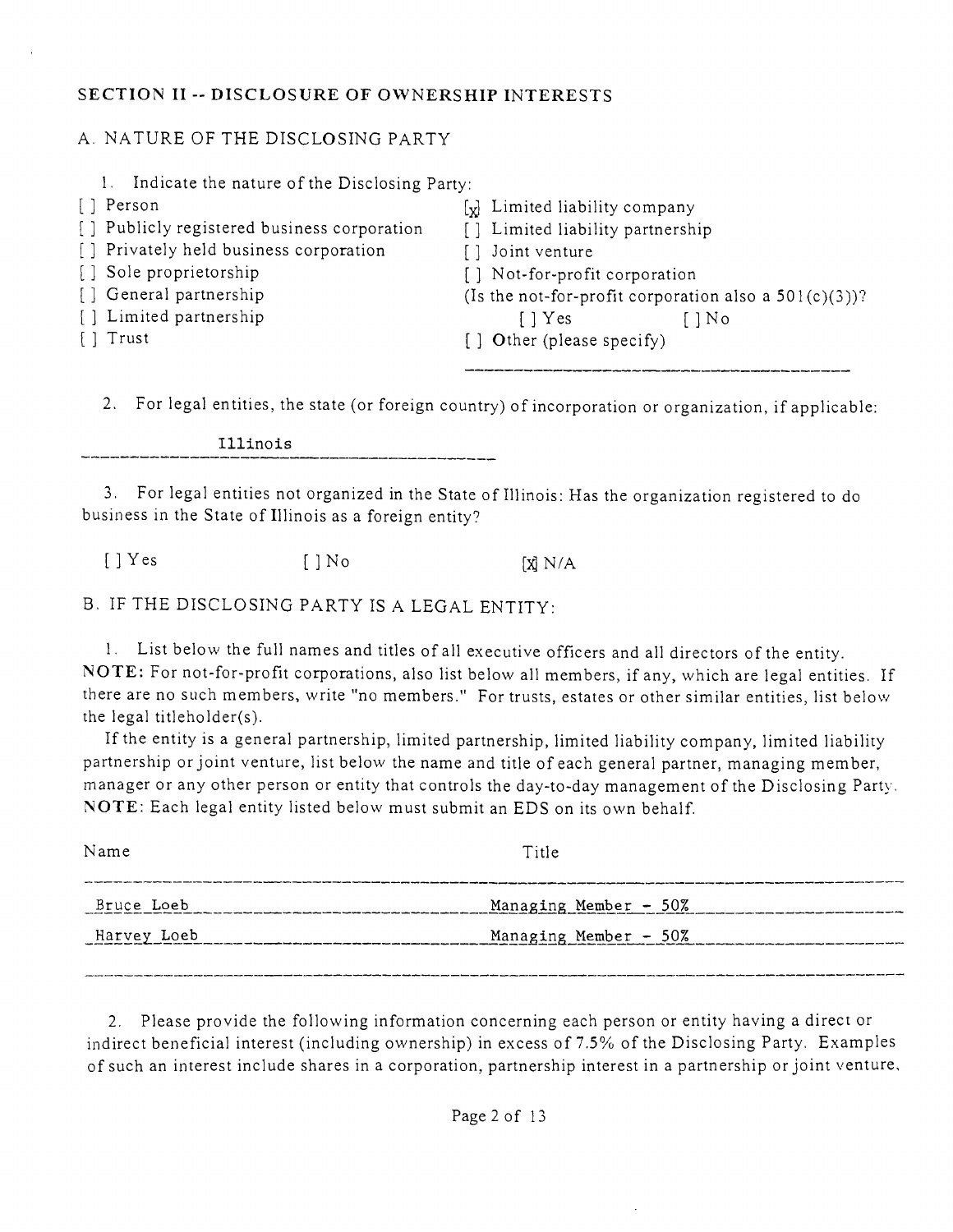## SECTION II -- DISCLOSURE OF OWNERSHIP INTERESTS

### A. NATURE OF THE DISCLOSING PARTY

1. Indicate the nature of the Disclosing Party:

[ ] Person
[ ] Publicly registered business corporation
[ ] Privately held business corporation
[ ] Sole proprietorship
[ ] General partnership
[ ] Limited partnership
[ ] Trust
[x] Limited liability company
[ ] Limited liability partnership
[ ] Joint venture
[ ] Not-for-profit corporation
(Is the not-for-profit corporation also a 501(c)(3))?
[ ] Yes [ ] No
[ ] Other (please specify)

2. For legal entities, the state (or foreign country) of incorporation or organization, if applicable:

Illinois

3. For legal entities not organized in the State of Illinois: Has the organization registered to do business in the State of Illinois as a foreign entity?

[ ] Yes [ ] No [X] N/A

### B. IF THE DISCLOSING PARTY IS A LEGAL ENTITY:

1. List below the full names and titles of all executive officers and all directors of the entity. **NOTE:** For not-for-profit corporations, also list below all members, if any, which are legal entities. If there are no such members, write "no members." For trusts, estates or other similar entities, list below the legal titleholder(s).

If the entity is a general partnership, limited partnership, limited liability company, limited liability partnership or joint venture, list below the name and title of each general partner, managing member, manager or any other person or entity that controls the day-to-day management of the Disclosing Party. **NOTE:** Each legal entity listed below must submit an EDS on its own behalf.

| Name | Title |
|---|---|
| Bruce Loeb | Managing Member - 50% |
| Harvey Loeb | Managing Member - 50% |

2. Please provide the following information concerning each person or entity having a direct or indirect beneficial interest (including ownership) in excess of 7.5% of the Disclosing Party. Examples of such an interest include shares in a corporation, partnership interest in a partnership or joint venture,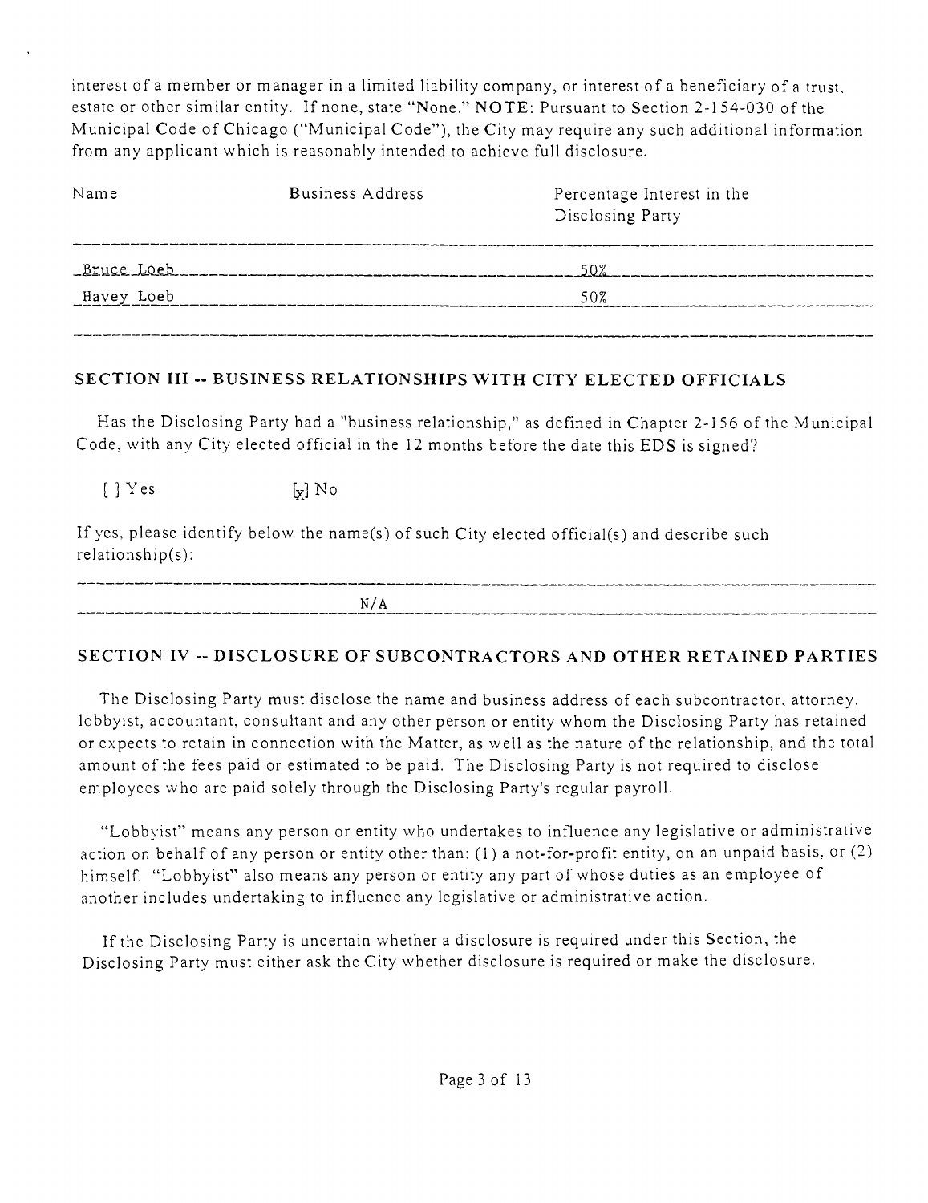interest of a member or manager in a limited liability company, or interest of a beneficiary of a trust, estate or other similar entity. If none, state "None." **NOTE**: Pursuant to Section 2-154-030 of the Municipal Code of Chicago ("Municipal Code"), the City may require any such additional information from any applicant which is reasonably intended to achieve full disclosure.

| Name | Business Address | Percentage Interest in the Disclosing Party |
|---|---|---|
| Bruce Loeb | | 50% |
| Havey Loeb | | 50% |

## SECTION III -- BUSINESS RELATIONSHIPS WITH CITY ELECTED OFFICIALS

Has the Disclosing Party had a "business relationship," as defined in Chapter 2-156 of the Municipal Code, with any City elected official in the 12 months before the date this EDS is signed?

[ ] Yes [x] No

If yes, please identify below the name(s) of such City elected official(s) and describe such relationship(s):

N/A

## SECTION IV -- DISCLOSURE OF SUBCONTRACTORS AND OTHER RETAINED PARTIES

The Disclosing Party must disclose the name and business address of each subcontractor, attorney, lobbyist, accountant, consultant and any other person or entity whom the Disclosing Party has retained or expects to retain in connection with the Matter, as well as the nature of the relationship, and the total amount of the fees paid or estimated to be paid. The Disclosing Party is not required to disclose employees who are paid solely through the Disclosing Party's regular payroll.

"Lobbyist" means any person or entity who undertakes to influence any legislative or administrative action on behalf of any person or entity other than: (1) a not-for-profit entity, on an unpaid basis, or (2) himself. "Lobbyist" also means any person or entity any part of whose duties as an employee of another includes undertaking to influence any legislative or administrative action.

If the Disclosing Party is uncertain whether a disclosure is required under this Section, the Disclosing Party must either ask the City whether disclosure is required or make the disclosure.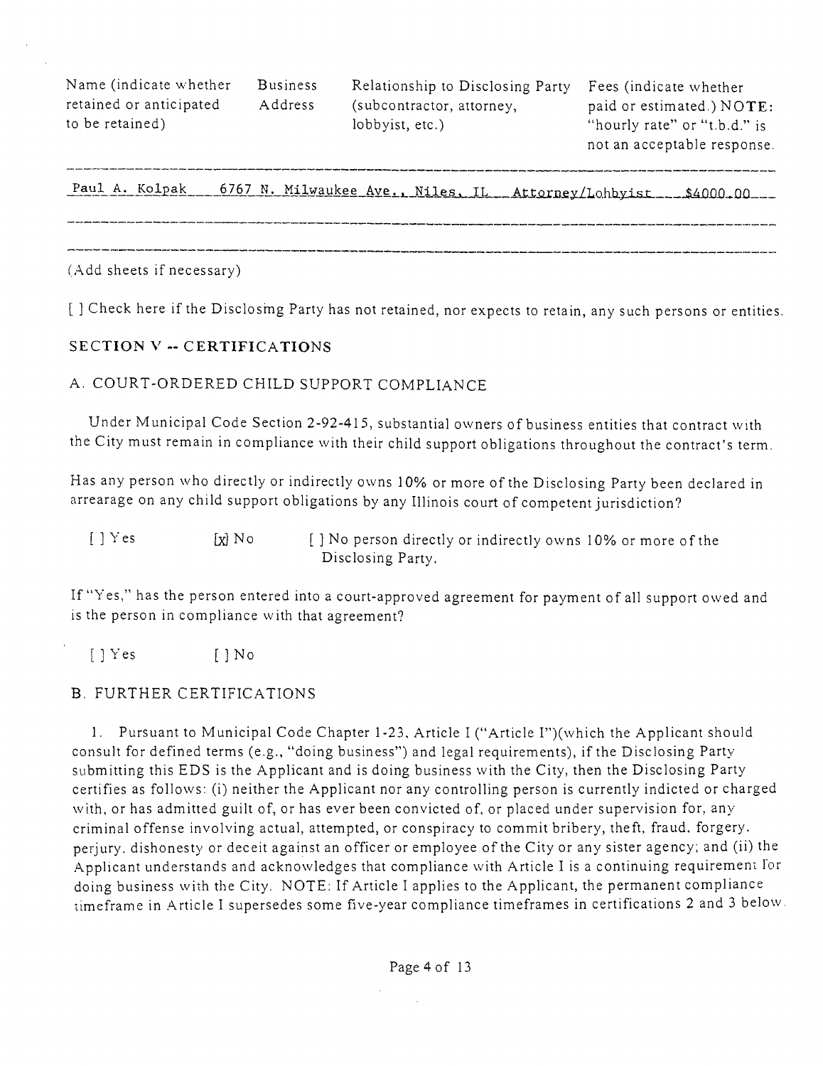| Name (indicate whether retained or anticipated to be retained) | Business Address | Relationship to Disclosing Party (subcontractor, attorney, lobbyist, etc.) | Fees (indicate whether paid or estimated.) NOTE: "hourly rate" or "t.b.d." is not an acceptable response. |
|---|---|---|---|
| Paul A. Kolpak | 6767 N. Milwaukee Ave., Niles, IL | Attorney/Lobbyist | $4000.00 |
| | | | |
| | | | |

(Add sheets if necessary)

[ ] Check here if the Disclosing Party has not retained, nor expects to retain, any such persons or entities.

## SECTION V -- CERTIFICATIONS

### A. COURT-ORDERED CHILD SUPPORT COMPLIANCE

Under Municipal Code Section 2-92-415, substantial owners of business entities that contract with the City must remain in compliance with their child support obligations throughout the contract's term.

Has any person who directly or indirectly owns 10% or more of the Disclosing Party been declared in arrearage on any child support obligations by any Illinois court of competent jurisdiction?

[ ] Yes  [x] No  [ ] No person directly or indirectly owns 10% or more of the Disclosing Party.

If "Yes," has the person entered into a court-approved agreement for payment of all support owed and is the person in compliance with that agreement?

[ ] Yes  [ ] No

### B. FURTHER CERTIFICATIONS

1. Pursuant to Municipal Code Chapter 1-23, Article I ("Article I")(which the Applicant should consult for defined terms (e.g., "doing business") and legal requirements), if the Disclosing Party submitting this EDS is the Applicant and is doing business with the City, then the Disclosing Party certifies as follows: (i) neither the Applicant nor any controlling person is currently indicted or charged with, or has admitted guilt of, or has ever been convicted of, or placed under supervision for, any criminal offense involving actual, attempted, or conspiracy to commit bribery, theft, fraud, forgery, perjury, dishonesty or deceit against an officer or employee of the City or any sister agency; and (ii) the Applicant understands and acknowledges that compliance with Article I is a continuing requirement for doing business with the City. NOTE: If Article I applies to the Applicant, the permanent compliance timeframe in Article I supersedes some five-year compliance timeframes in certifications 2 and 3 below.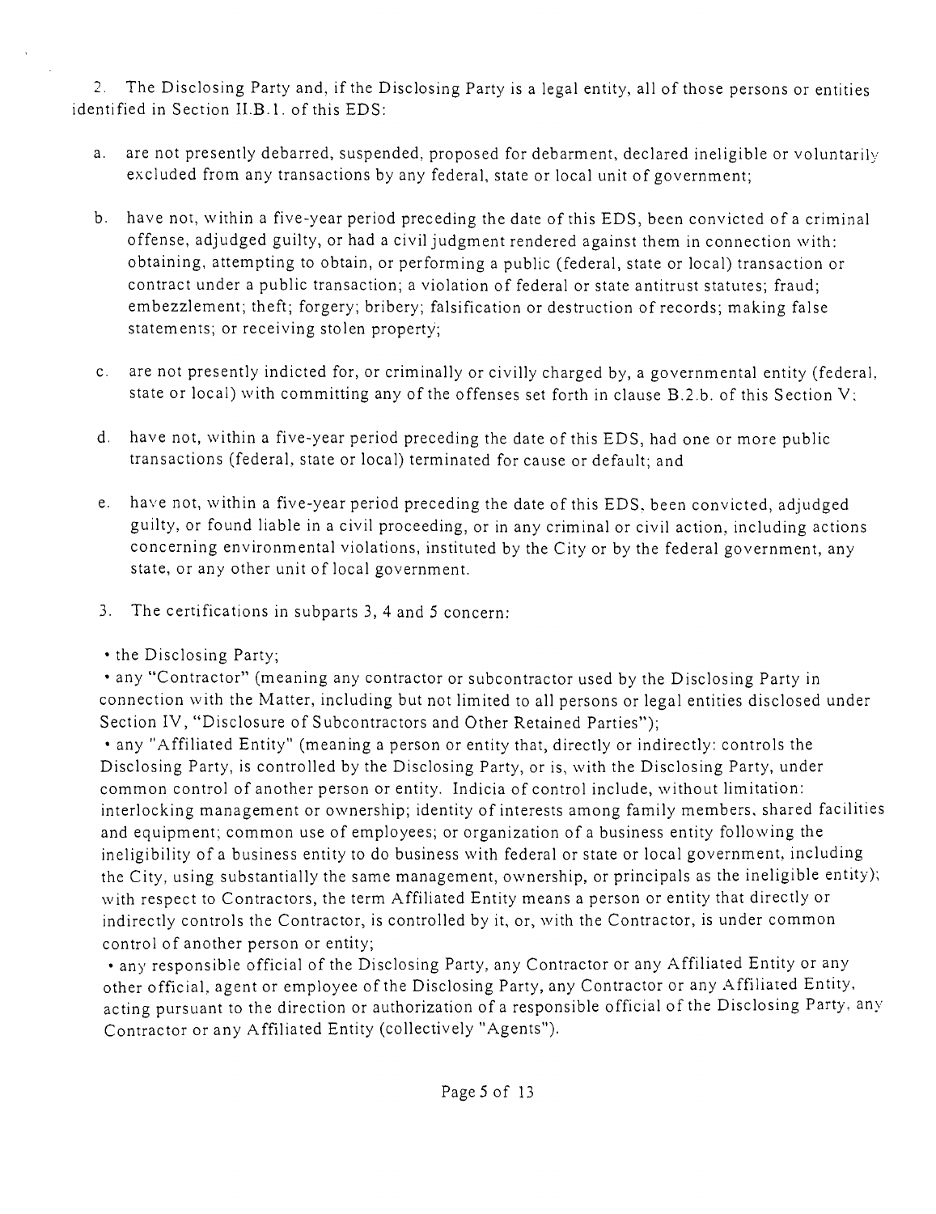2. The Disclosing Party and, if the Disclosing Party is a legal entity, all of those persons or entities identified in Section II.B.1. of this EDS:

a. are not presently debarred, suspended, proposed for debarment, declared ineligible or voluntarily excluded from any transactions by any federal, state or local unit of government;

b. have not, within a five-year period preceding the date of this EDS, been convicted of a criminal offense, adjudged guilty, or had a civil judgment rendered against them in connection with: obtaining, attempting to obtain, or performing a public (federal, state or local) transaction or contract under a public transaction; a violation of federal or state antitrust statutes; fraud; embezzlement; theft; forgery; bribery; falsification or destruction of records; making false statements; or receiving stolen property;

c. are not presently indicted for, or criminally or civilly charged by, a governmental entity (federal, state or local) with committing any of the offenses set forth in clause B.2.b. of this Section V;

d. have not, within a five-year period preceding the date of this EDS, had one or more public transactions (federal, state or local) terminated for cause or default; and

e. have not, within a five-year period preceding the date of this EDS, been convicted, adjudged guilty, or found liable in a civil proceeding, or in any criminal or civil action, including actions concerning environmental violations, instituted by the City or by the federal government, any state, or any other unit of local government.

3. The certifications in subparts 3, 4 and 5 concern:

• the Disclosing Party;
• any "Contractor" (meaning any contractor or subcontractor used by the Disclosing Party in connection with the Matter, including but not limited to all persons or legal entities disclosed under Section IV, "Disclosure of Subcontractors and Other Retained Parties");
• any "Affiliated Entity" (meaning a person or entity that, directly or indirectly: controls the Disclosing Party, is controlled by the Disclosing Party, or is, with the Disclosing Party, under common control of another person or entity. Indicia of control include, without limitation: interlocking management or ownership; identity of interests among family members, shared facilities and equipment; common use of employees; or organization of a business entity following the ineligibility of a business entity to do business with federal or state or local government, including the City, using substantially the same management, ownership, or principals as the ineligible entity); with respect to Contractors, the term Affiliated Entity means a person or entity that directly or indirectly controls the Contractor, is controlled by it, or, with the Contractor, is under common control of another person or entity;
• any responsible official of the Disclosing Party, any Contractor or any Affiliated Entity or any other official, agent or employee of the Disclosing Party, any Contractor or any Affiliated Entity, acting pursuant to the direction or authorization of a responsible official of the Disclosing Party, any Contractor or any Affiliated Entity (collectively "Agents").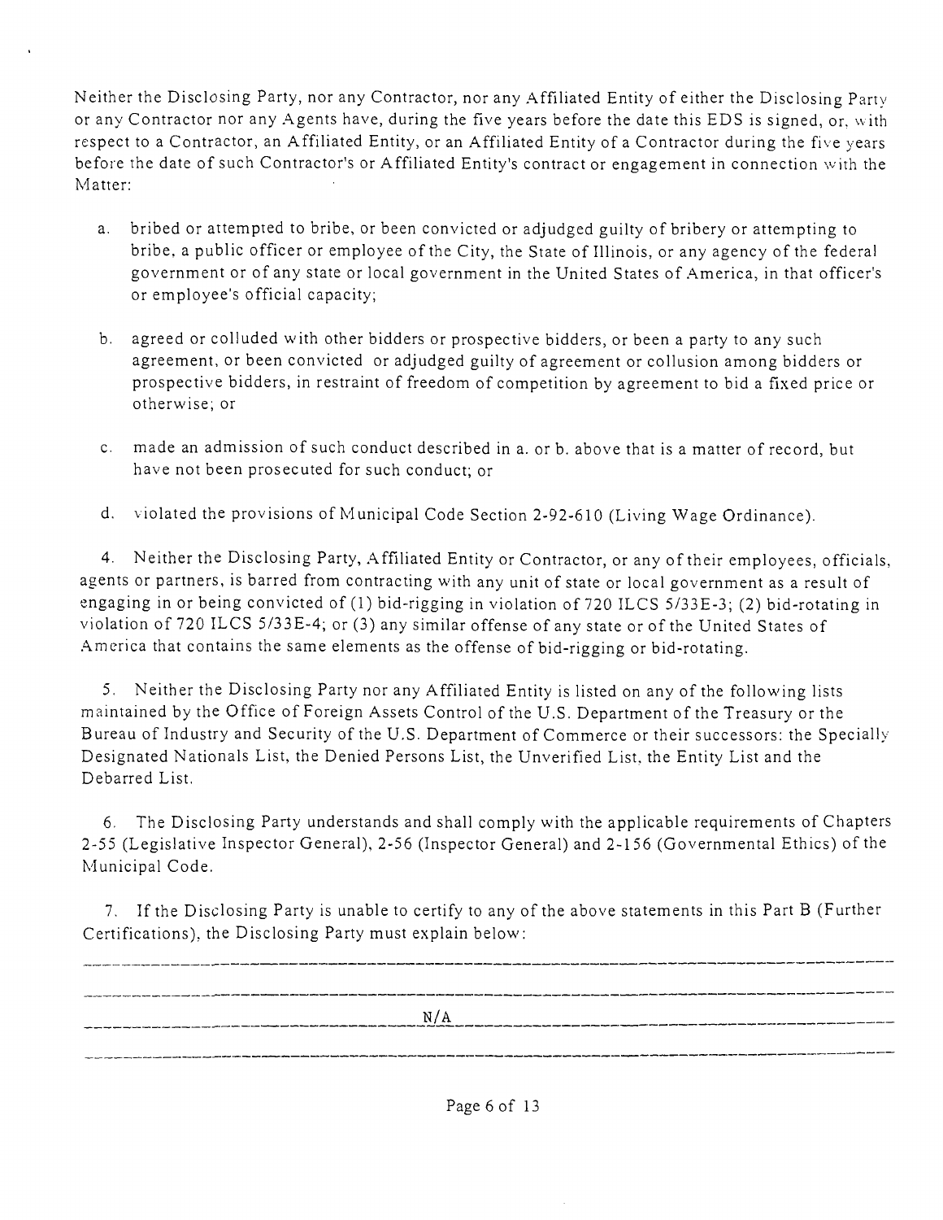Neither the Disclosing Party, nor any Contractor, nor any Affiliated Entity of either the Disclosing Party or any Contractor nor any Agents have, during the five years before the date this EDS is signed, or, with respect to a Contractor, an Affiliated Entity, or an Affiliated Entity of a Contractor during the five years before the date of such Contractor's or Affiliated Entity's contract or engagement in connection with the Matter:

a. bribed or attempted to bribe, or been convicted or adjudged guilty of bribery or attempting to bribe, a public officer or employee of the City, the State of Illinois, or any agency of the federal government or of any state or local government in the United States of America, in that officer's or employee's official capacity;

b. agreed or colluded with other bidders or prospective bidders, or been a party to any such agreement, or been convicted or adjudged guilty of agreement or collusion among bidders or prospective bidders, in restraint of freedom of competition by agreement to bid a fixed price or otherwise; or

c. made an admission of such conduct described in a. or b. above that is a matter of record, but have not been prosecuted for such conduct; or

d. violated the provisions of Municipal Code Section 2-92-610 (Living Wage Ordinance).

4. Neither the Disclosing Party, Affiliated Entity or Contractor, or any of their employees, officials, agents or partners, is barred from contracting with any unit of state or local government as a result of engaging in or being convicted of (1) bid-rigging in violation of 720 ILCS 5/33E-3; (2) bid-rotating in violation of 720 ILCS 5/33E-4; or (3) any similar offense of any state or of the United States of America that contains the same elements as the offense of bid-rigging or bid-rotating.

5. Neither the Disclosing Party nor any Affiliated Entity is listed on any of the following lists maintained by the Office of Foreign Assets Control of the U.S. Department of the Treasury or the Bureau of Industry and Security of the U.S. Department of Commerce or their successors: the Specially Designated Nationals List, the Denied Persons List, the Unverified List, the Entity List and the Debarred List.

6. The Disclosing Party understands and shall comply with the applicable requirements of Chapters 2-55 (Legislative Inspector General), 2-56 (Inspector General) and 2-156 (Governmental Ethics) of the Municipal Code.

7. If the Disclosing Party is unable to certify to any of the above statements in this Part B (Further Certifications), the Disclosing Party must explain below:

N/A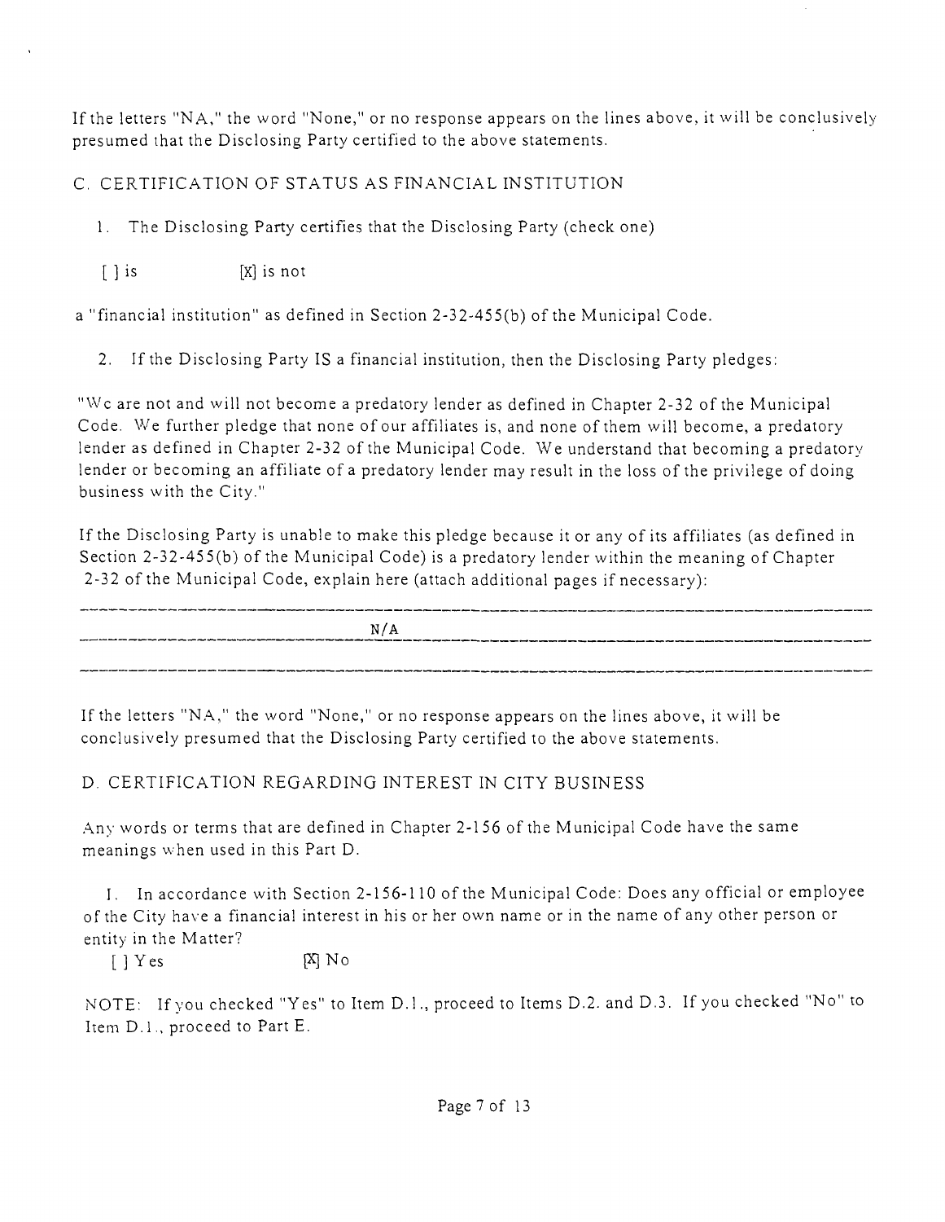If the letters "NA," the word "None," or no response appears on the lines above, it will be conclusively presumed that the Disclosing Party certified to the above statements.

C. CERTIFICATION OF STATUS AS FINANCIAL INSTITUTION

1. The Disclosing Party certifies that the Disclosing Party (check one)

[ ] is [X] is not

a "financial institution" as defined in Section 2-32-455(b) of the Municipal Code.

2. If the Disclosing Party IS a financial institution, then the Disclosing Party pledges:

"We are not and will not become a predatory lender as defined in Chapter 2-32 of the Municipal Code. We further pledge that none of our affiliates is, and none of them will become, a predatory lender as defined in Chapter 2-32 of the Municipal Code. We understand that becoming a predatory lender or becoming an affiliate of a predatory lender may result in the loss of the privilege of doing business with the City."

If the Disclosing Party is unable to make this pledge because it or any of its affiliates (as defined in Section 2-32-455(b) of the Municipal Code) is a predatory lender within the meaning of Chapter 2-32 of the Municipal Code, explain here (attach additional pages if necessary):

N/A

If the letters "NA," the word "None," or no response appears on the lines above, it will be conclusively presumed that the Disclosing Party certified to the above statements.

D. CERTIFICATION REGARDING INTEREST IN CITY BUSINESS

Any words or terms that are defined in Chapter 2-156 of the Municipal Code have the same meanings when used in this Part D.

1. In accordance with Section 2-156-110 of the Municipal Code: Does any official or employee of the City have a financial interest in his or her own name or in the name of any other person or entity in the Matter?

[ ] Yes [X] No

NOTE: If you checked "Yes" to Item D.1., proceed to Items D.2. and D.3. If you checked "No" to Item D.1., proceed to Part E.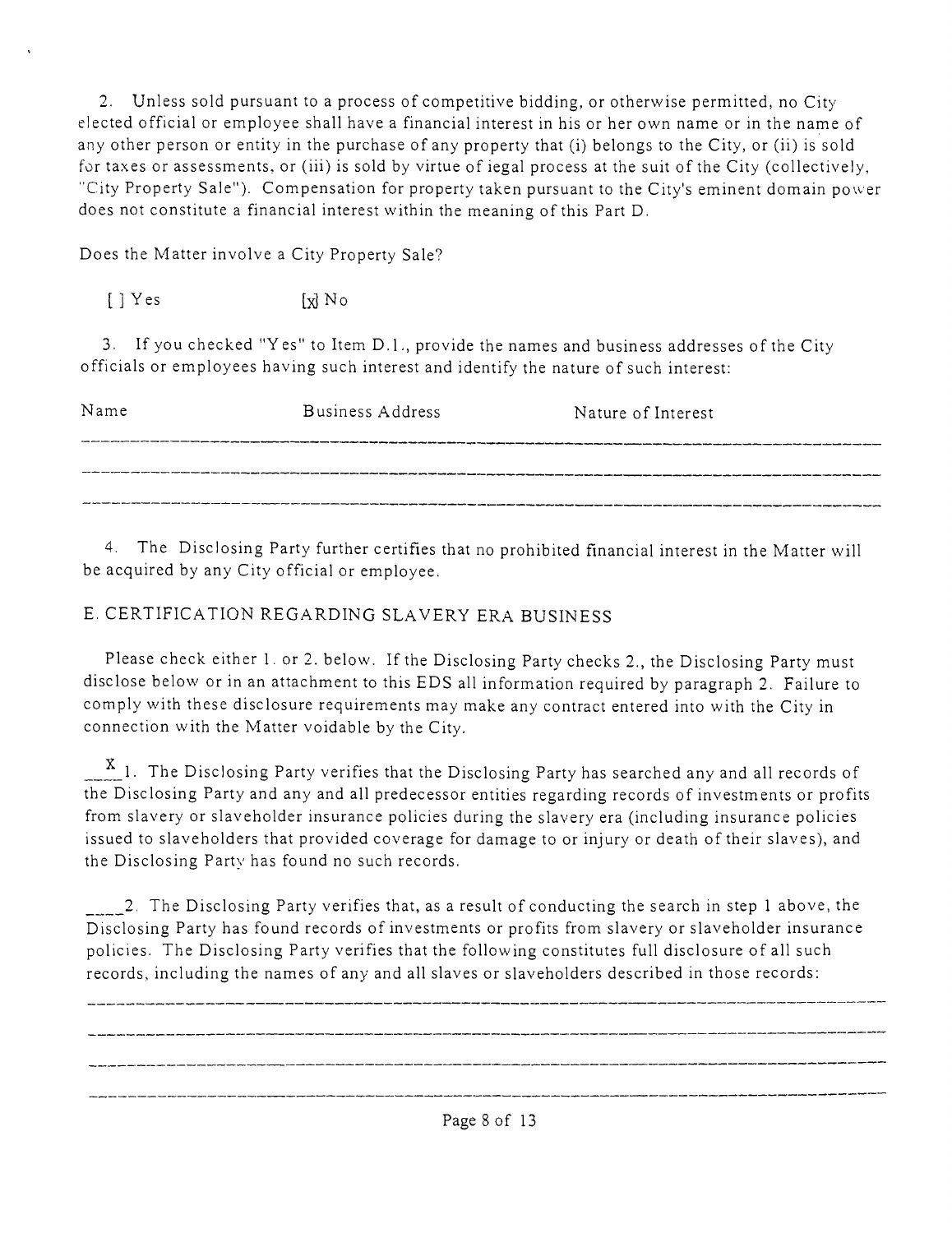2. Unless sold pursuant to a process of competitive bidding, or otherwise permitted, no City elected official or employee shall have a financial interest in his or her own name or in the name of any other person or entity in the purchase of any property that (i) belongs to the City, or (ii) is sold for taxes or assessments, or (iii) is sold by virtue of iegal process at the suit of the City (collectively, "City Property Sale"). Compensation for property taken pursuant to the City's eminent domain power does not constitute a financial interest within the meaning of this Part D.

Does the Matter involve a City Property Sale?

[ ] Yes [x] No

3. If you checked "Yes" to Item D.1., provide the names and business addresses of the City officials or employees having such interest and identify the nature of such interest:

| Name | Business Address | Nature of Interest |
|---|---|---|
| | | |
| | | |
| | | |

4. The Disclosing Party further certifies that no prohibited financial interest in the Matter will be acquired by any City official or employee.

## E. CERTIFICATION REGARDING SLAVERY ERA BUSINESS

Please check either 1. or 2. below. If the Disclosing Party checks 2., the Disclosing Party must disclose below or in an attachment to this EDS all information required by paragraph 2. Failure to comply with these disclosure requirements may make any contract entered into with the City in connection with the Matter voidable by the City.

__X__ 1. The Disclosing Party verifies that the Disclosing Party has searched any and all records of the Disclosing Party and any and all predecessor entities regarding records of investments or profits from slavery or slaveholder insurance policies during the slavery era (including insurance policies issued to slaveholders that provided coverage for damage to or injury or death of their slaves), and the Disclosing Party has found no such records.

____ 2. The Disclosing Party verifies that, as a result of conducting the search in step 1 above, the Disclosing Party has found records of investments or profits from slavery or slaveholder insurance policies. The Disclosing Party verifies that the following constitutes full disclosure of all such records, including the names of any and all slaves or slaveholders described in those records:

______________________________________________________________________________

______________________________________________________________________________

______________________________________________________________________________

______________________________________________________________________________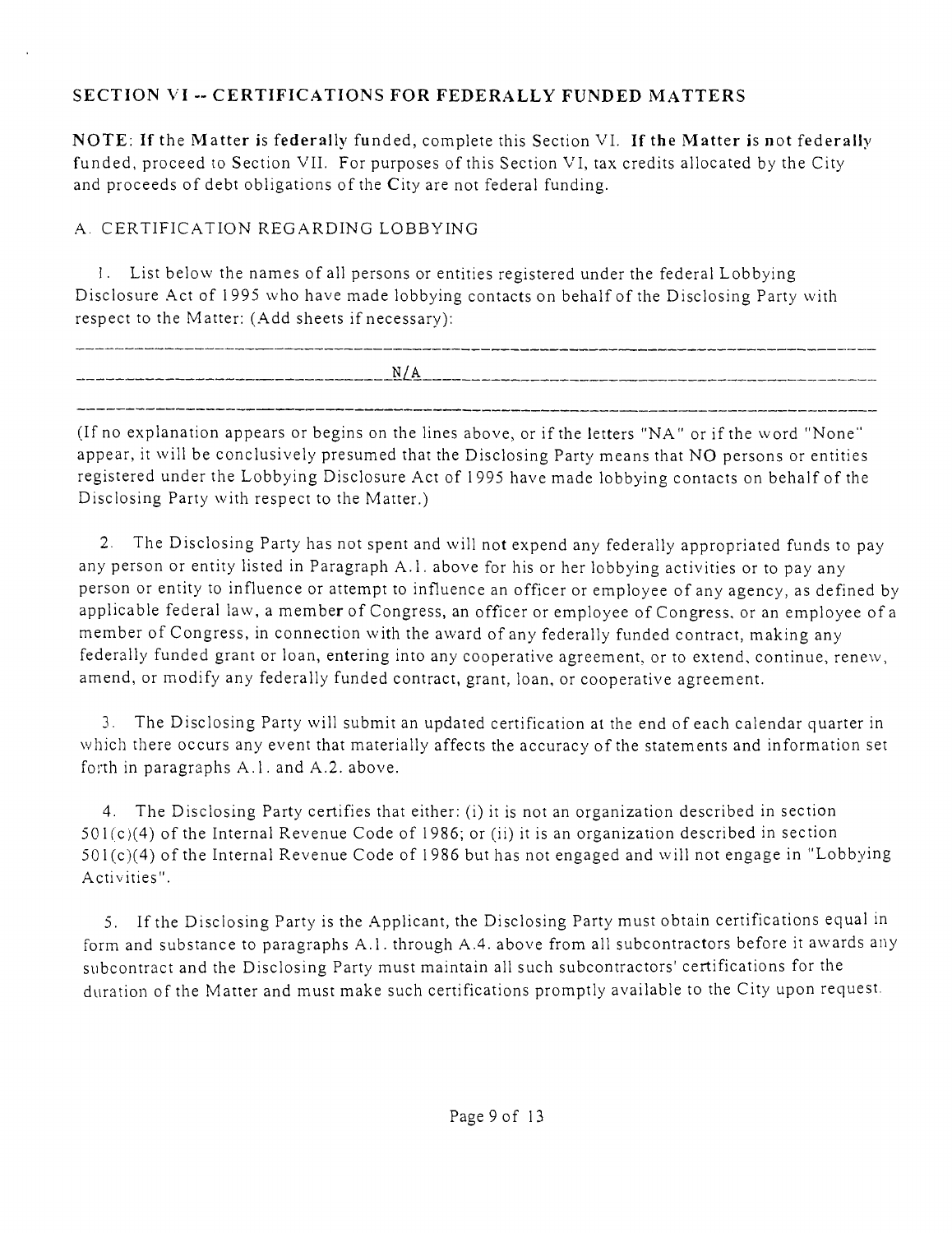## SECTION VI -- CERTIFICATIONS FOR FEDERALLY FUNDED MATTERS

**NOTE: If the Matter is federally** funded, complete this Section VI. **If the Matter is not federally** funded, proceed to Section VII. For purposes of this Section VI, tax credits allocated by the City and proceeds of debt obligations of the City are not federal funding.

A. CERTIFICATION REGARDING LOBBYING

1. List below the names of all persons or entities registered under the federal Lobbying Disclosure Act of 1995 who have made lobbying contacts on behalf of the Disclosing Party with respect to the Matter: (Add sheets if necessary):

N/A

(If no explanation appears or begins on the lines above, or if the letters "NA" or if the word "None" appear, it will be conclusively presumed that the Disclosing Party means that NO persons or entities registered under the Lobbying Disclosure Act of 1995 have made lobbying contacts on behalf of the Disclosing Party with respect to the Matter.)

2. The Disclosing Party has not spent and will not expend any federally appropriated funds to pay any person or entity listed in Paragraph A.1. above for his or her lobbying activities or to pay any person or entity to influence or attempt to influence an officer or employee of any agency, as defined by applicable federal law, a member of Congress, an officer or employee of Congress, or an employee of a member of Congress, in connection with the award of any federally funded contract, making any federally funded grant or loan, entering into any cooperative agreement, or to extend, continue, renew, amend, or modify any federally funded contract, grant, loan, or cooperative agreement.

3. The Disclosing Party will submit an updated certification at the end of each calendar quarter in which there occurs any event that materially affects the accuracy of the statements and information set forth in paragraphs A.1. and A.2. above.

4. The Disclosing Party certifies that either: (i) it is not an organization described in section 501(c)(4) of the Internal Revenue Code of 1986; or (ii) it is an organization described in section 501(c)(4) of the Internal Revenue Code of 1986 but has not engaged and will not engage in "Lobbying Activities".

5. If the Disclosing Party is the Applicant, the Disclosing Party must obtain certifications equal in form and substance to paragraphs A.1. through A.4. above from all subcontractors before it awards any subcontract and the Disclosing Party must maintain all such subcontractors' certifications for the duration of the Matter and must make such certifications promptly available to the City upon request.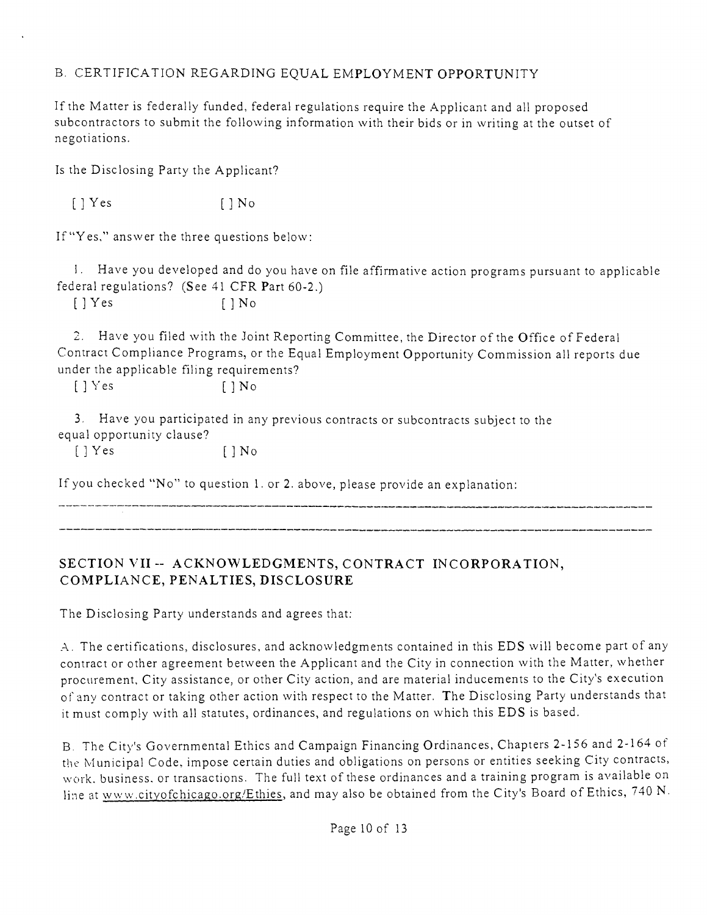B. CERTIFICATION REGARDING EQUAL EMPLOYMENT OPPORTUNITY

If the Matter is federally funded, federal regulations require the Applicant and all proposed subcontractors to submit the following information with their bids or in writing at the outset of negotiations.

Is the Disclosing Party the Applicant?

[ ] Yes [ ] No

If "Yes," answer the three questions below:

1. Have you developed and do you have on file affirmative action programs pursuant to applicable federal regulations? (See 41 CFR Part 60-2.)
   [ ] Yes [ ] No

2. Have you filed with the Joint Reporting Committee, the Director of the Office of Federal Contract Compliance Programs, or the Equal Employment Opportunity Commission all reports due under the applicable filing requirements?
   [ ] Yes [ ] No

3. Have you participated in any previous contracts or subcontracts subject to the equal opportunity clause?
   [ ] Yes [ ] No

If you checked "No" to question 1. or 2. above, please provide an explanation:

---

---

## SECTION VII -- ACKNOWLEDGMENTS, CONTRACT INCORPORATION, COMPLIANCE, PENALTIES, DISCLOSURE

The Disclosing Party understands and agrees that:

A. The certifications, disclosures, and acknowledgments contained in this EDS will become part of any contract or other agreement between the Applicant and the City in connection with the Matter, whether procurement, City assistance, or other City action, and are material inducements to the City's execution of any contract or taking other action with respect to the Matter. The Disclosing Party understands that it must comply with all statutes, ordinances, and regulations on which this EDS is based.

B. The City's Governmental Ethics and Campaign Financing Ordinances, Chapters 2-156 and 2-164 of the Municipal Code, impose certain duties and obligations on persons or entities seeking City contracts, work, business, or transactions. The full text of these ordinances and a training program is available on line at www.cityofchicago.org/Ethics, and may also be obtained from the City's Board of Ethics, 740 N.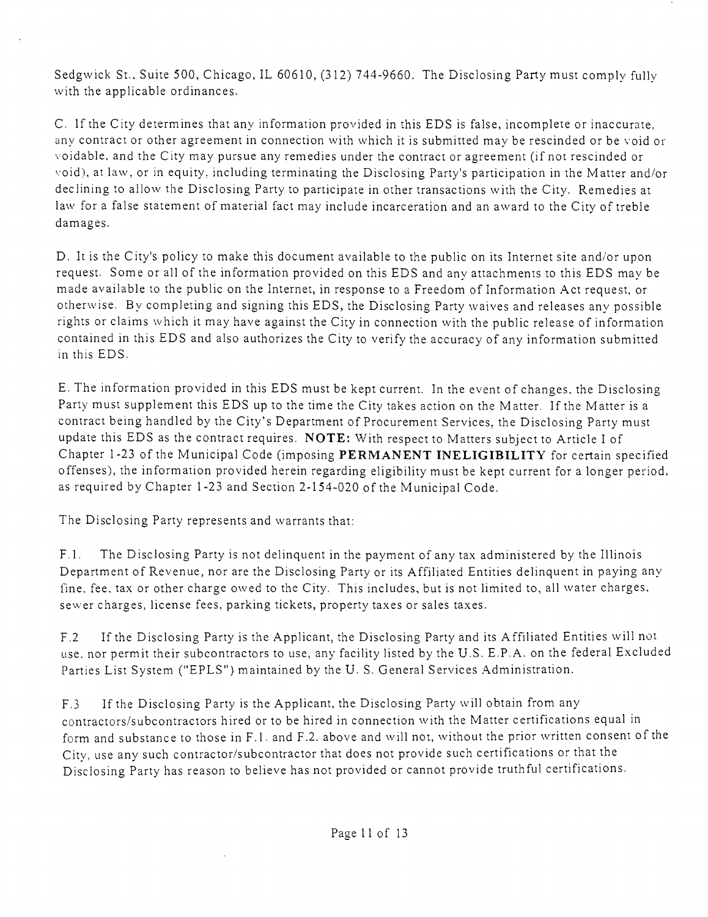Sedgwick St., Suite 500, Chicago, IL 60610, (312) 744-9660. The Disclosing Party must comply fully with the applicable ordinances.

C. If the City determines that any information provided in this EDS is false, incomplete or inaccurate, any contract or other agreement in connection with which it is submitted may be rescinded or be void or voidable, and the City may pursue any remedies under the contract or agreement (if not rescinded or void), at law, or in equity, including terminating the Disclosing Party's participation in the Matter and/or declining to allow the Disclosing Party to participate in other transactions with the City. Remedies at law for a false statement of material fact may include incarceration and an award to the City of treble damages.

D. It is the City's policy to make this document available to the public on its Internet site and/or upon request. Some or all of the information provided on this EDS and any attachments to this EDS may be made available to the public on the Internet, in response to a Freedom of Information Act request, or otherwise. By completing and signing this EDS, the Disclosing Party waives and releases any possible rights or claims which it may have against the City in connection with the public release of information contained in this EDS and also authorizes the City to verify the accuracy of any information submitted in this EDS.

E. The information provided in this EDS must be kept current. In the event of changes, the Disclosing Party must supplement this EDS up to the time the City takes action on the Matter. If the Matter is a contract being handled by the City's Department of Procurement Services, the Disclosing Party must update this EDS as the contract requires. **NOTE:** With respect to Matters subject to Article I of Chapter 1-23 of the Municipal Code (imposing **PERMANENT INELIGIBILITY** for certain specified offenses), the information provided herein regarding eligibility must be kept current for a longer period, as required by Chapter 1-23 and Section 2-154-020 of the Municipal Code.

The Disclosing Party represents and warrants that:

F.1. The Disclosing Party is not delinquent in the payment of any tax administered by the Illinois Department of Revenue, nor are the Disclosing Party or its Affiliated Entities delinquent in paying any fine, fee, tax or other charge owed to the City. This includes, but is not limited to, all water charges, sewer charges, license fees, parking tickets, property taxes or sales taxes.

F.2 If the Disclosing Party is the Applicant, the Disclosing Party and its Affiliated Entities will not use, nor permit their subcontractors to use, any facility listed by the U.S. E.P.A. on the federal Excluded Parties List System ("EPLS") maintained by the U. S. General Services Administration.

F.3 If the Disclosing Party is the Applicant, the Disclosing Party will obtain from any contractors/subcontractors hired or to be hired in connection with the Matter certifications equal in form and substance to those in F.1. and F.2. above and will not, without the prior written consent of the City, use any such contractor/subcontractor that does not provide such certifications or that the Disclosing Party has reason to believe has not provided or cannot provide truthful certifications.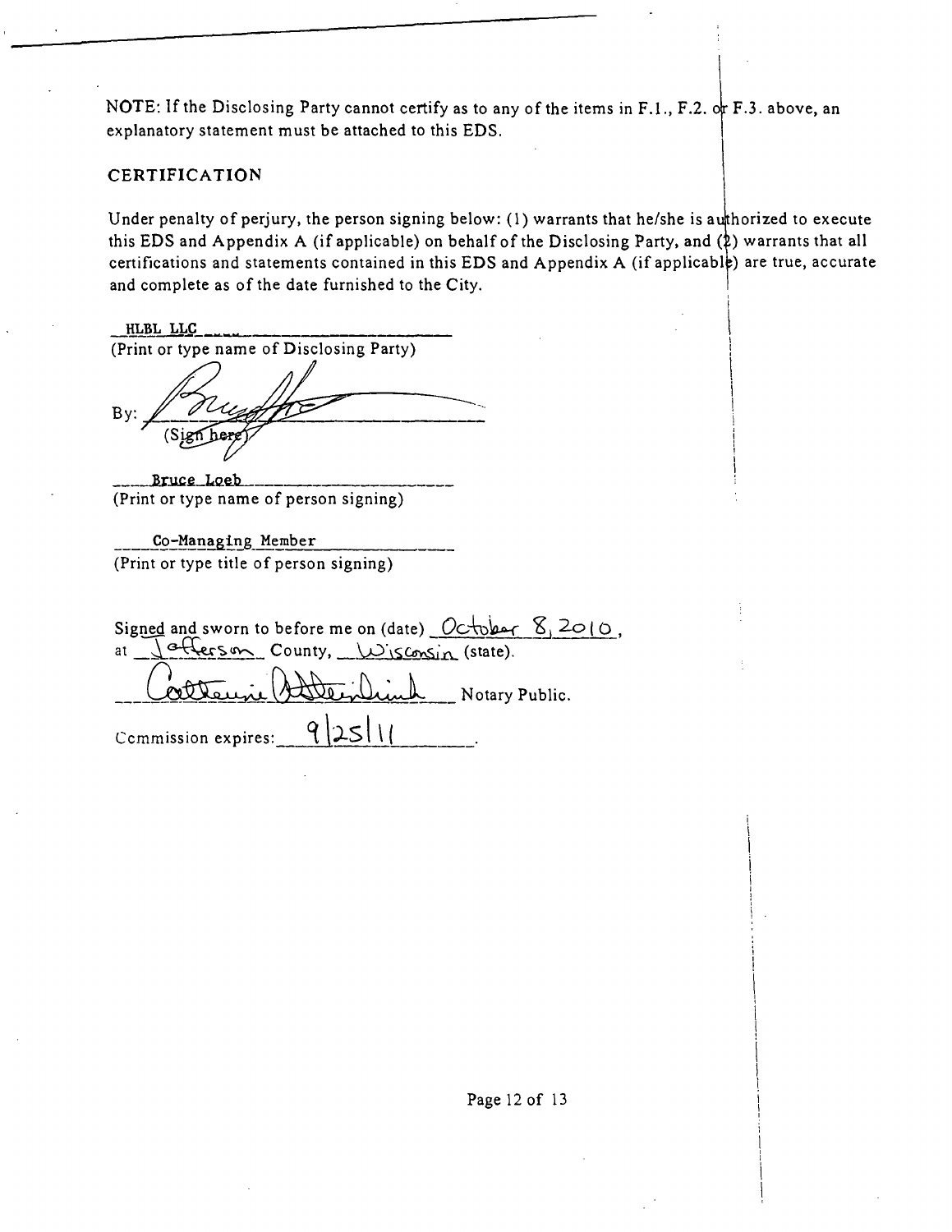NOTE: If the Disclosing Party cannot certify as to any of the items in F.1., F.2. or F.3. above, an explanatory statement must be attached to this EDS.

## CERTIFICATION

Under penalty of perjury, the person signing below: (1) warrants that he/she is authorized to execute this EDS and Appendix A (if applicable) on behalf of the Disclosing Party, and (2) warrants that all certifications and statements contained in this EDS and Appendix A (if applicable) are true, accurate and complete as of the date furnished to the City.

HLBL LLC
(Print or type name of Disclosing Party)

By: [signature]
(Sign here)

Bruce Loeb
(Print or type name of person signing)

Co-Managing Member
(Print or type title of person signing)

Signed and sworn to before me on (date) October 8, 2010,
at Jefferson County, Wisconsin (state).

[signature] Notary Public.

Commission expires: 9/25/11.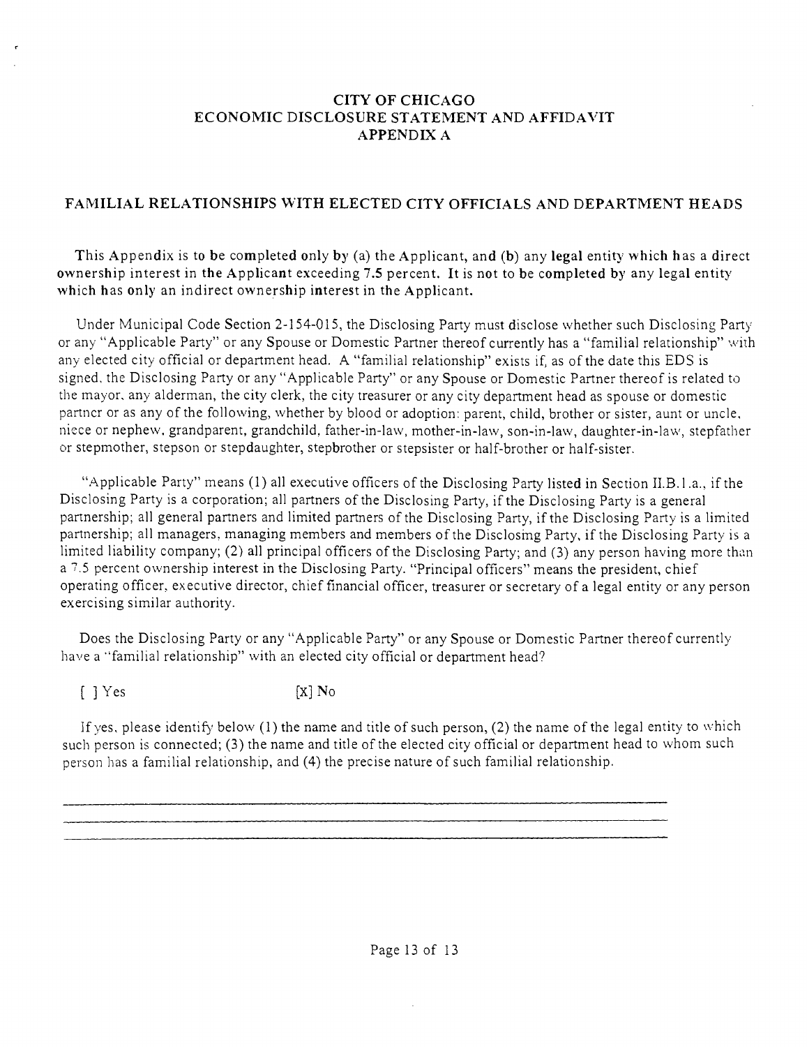# CITY OF CHICAGO
# ECONOMIC DISCLOSURE STATEMENT AND AFFIDAVIT
# APPENDIX A

## FAMILIAL RELATIONSHIPS WITH ELECTED CITY OFFICIALS AND DEPARTMENT HEADS

**This Appendix is to be completed only by (a) the Applicant, and (b) any legal entity which has a direct ownership interest in the Applicant exceeding 7.5 percent. It is not to be completed by any legal entity which has only an indirect ownership interest in the Applicant.**

Under Municipal Code Section 2-154-015, the Disclosing Party must disclose whether such Disclosing Party or any "Applicable Party" or any Spouse or Domestic Partner thereof currently has a "familial relationship" with any elected city official or department head. A "familial relationship" exists if, as of the date this EDS is signed, the Disclosing Party or any "Applicable Party" or any Spouse or Domestic Partner thereof is related to the mayor, any alderman, the city clerk, the city treasurer or any city department head as spouse or domestic partner or as any of the following, whether by blood or adoption: parent, child, brother or sister, aunt or uncle, niece or nephew, grandparent, grandchild, father-in-law, mother-in-law, son-in-law, daughter-in-law, stepfather or stepmother, stepson or stepdaughter, stepbrother or stepsister or half-brother or half-sister.

"Applicable Party" means (1) all executive officers of the Disclosing Party listed in Section II.B.1.a., if the Disclosing Party is a corporation; all partners of the Disclosing Party, if the Disclosing Party is a general partnership; all general partners and limited partners of the Disclosing Party, if the Disclosing Party is a limited partnership; all managers, managing members and members of the Disclosing Party, if the Disclosing Party is a limited liability company; (2) all principal officers of the Disclosing Party; and (3) any person having more than a 7.5 percent ownership interest in the Disclosing Party. "Principal officers" means the president, chief operating officer, executive director, chief financial officer, treasurer or secretary of a legal entity or any person exercising similar authority.

Does the Disclosing Party or any "Applicable Party" or any Spouse or Domestic Partner thereof currently have a "familial relationship" with an elected city official or department head?

[ ] Yes [X] No

If yes, please identify below (1) the name and title of such person, (2) the name of the legal entity to which such person is connected; (3) the name and title of the elected city official or department head to whom such person has a familial relationship, and (4) the precise nature of such familial relationship.

\_\_\_\_\_\_\_\_\_\_\_\_\_\_\_\_\_\_\_\_\_\_\_\_\_\_\_\_\_\_\_\_\_\_\_\_\_\_\_\_\_\_\_\_\_\_\_\_\_\_\_\_\_\_\_\_\_\_\_\_

\_\_\_\_\_\_\_\_\_\_\_\_\_\_\_\_\_\_\_\_\_\_\_\_\_\_\_\_\_\_\_\_\_\_\_\_\_\_\_\_\_\_\_\_\_\_\_\_\_\_\_\_\_\_\_\_\_\_\_\_

\_\_\_\_\_\_\_\_\_\_\_\_\_\_\_\_\_\_\_\_\_\_\_\_\_\_\_\_\_\_\_\_\_\_\_\_\_\_\_\_\_\_\_\_\_\_\_\_\_\_\_\_\_\_\_\_\_\_\_\_